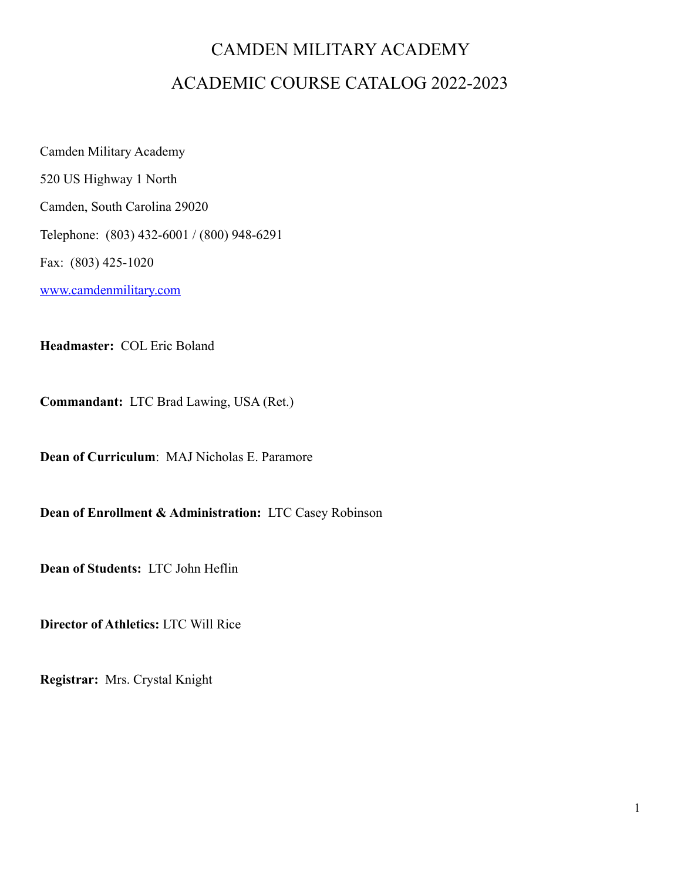# CAMDEN MILITARY ACADEMY

# ACADEMIC COURSE CATALOG 2022-2023

Camden Military Academy

520 US Highway 1 North

Camden, South Carolina 29020

Telephone: (803) 432-6001 / (800) 948-6291

Fax: (803) 425-1020

[www.camdenmilitary.com](http://www.camdenmilitary.com)

**Headmaster:** COL Eric Boland

**Commandant:** LTC Brad Lawing, USA (Ret.)

**Dean of Curriculum**: MAJ Nicholas E. Paramore

**Dean of Enrollment & Administration:** LTC Casey Robinson

**Dean of Students:** LTC John Heflin

**Director of Athletics:** LTC Will Rice

**Registrar:** Mrs. Crystal Knight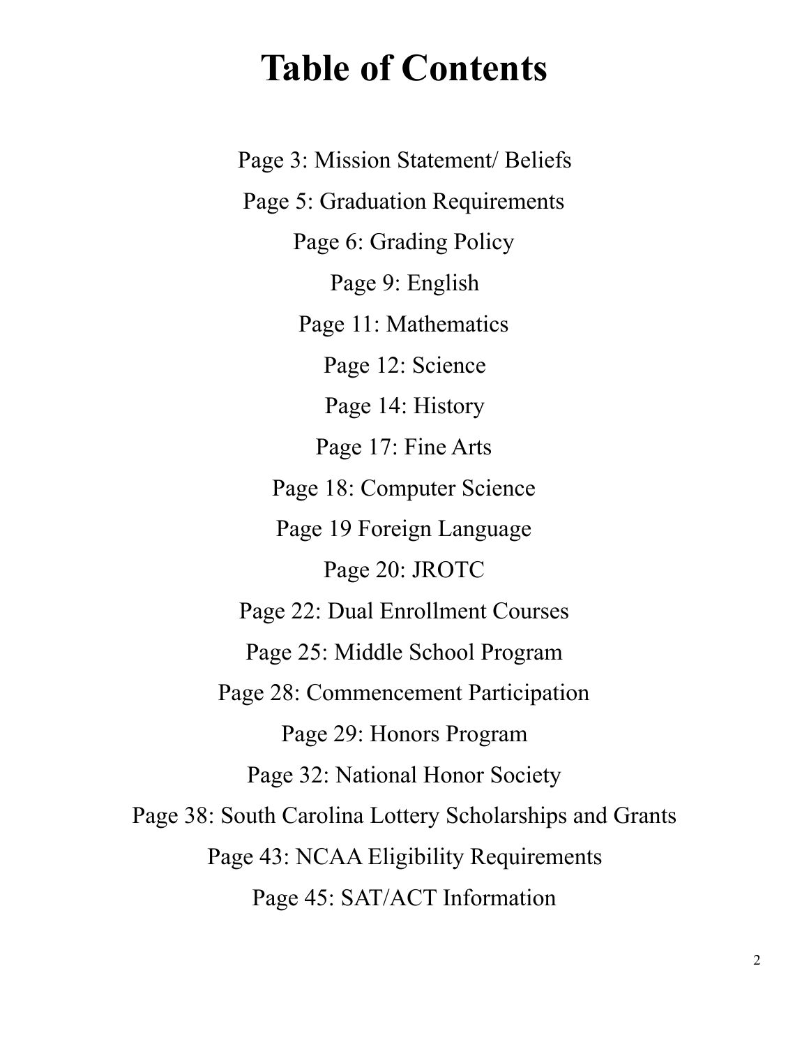# Table of Contents

Page 3: Mission Statement/ Beliefs

Page 5: Graduation Requirements

Page 6: Grading Policy

Page 9: English

Page 11: Mathematics

Page 12: Science

Page 14: History

Page 17: Fine Arts

Page 18: Computer Science

Page 19 Foreign Language

Page 20: JROTC

Page 22: Dual Enrollment Courses

Page 25: Middle School Program

Page 28: Commencement Participation

Page 29: Honors Program

Page 32: National Honor Society

Page 38: South Carolina Lottery Scholarships and Grants

Page 43: NCAA Eligibility Requirements

Page 45: SAT/ACT Information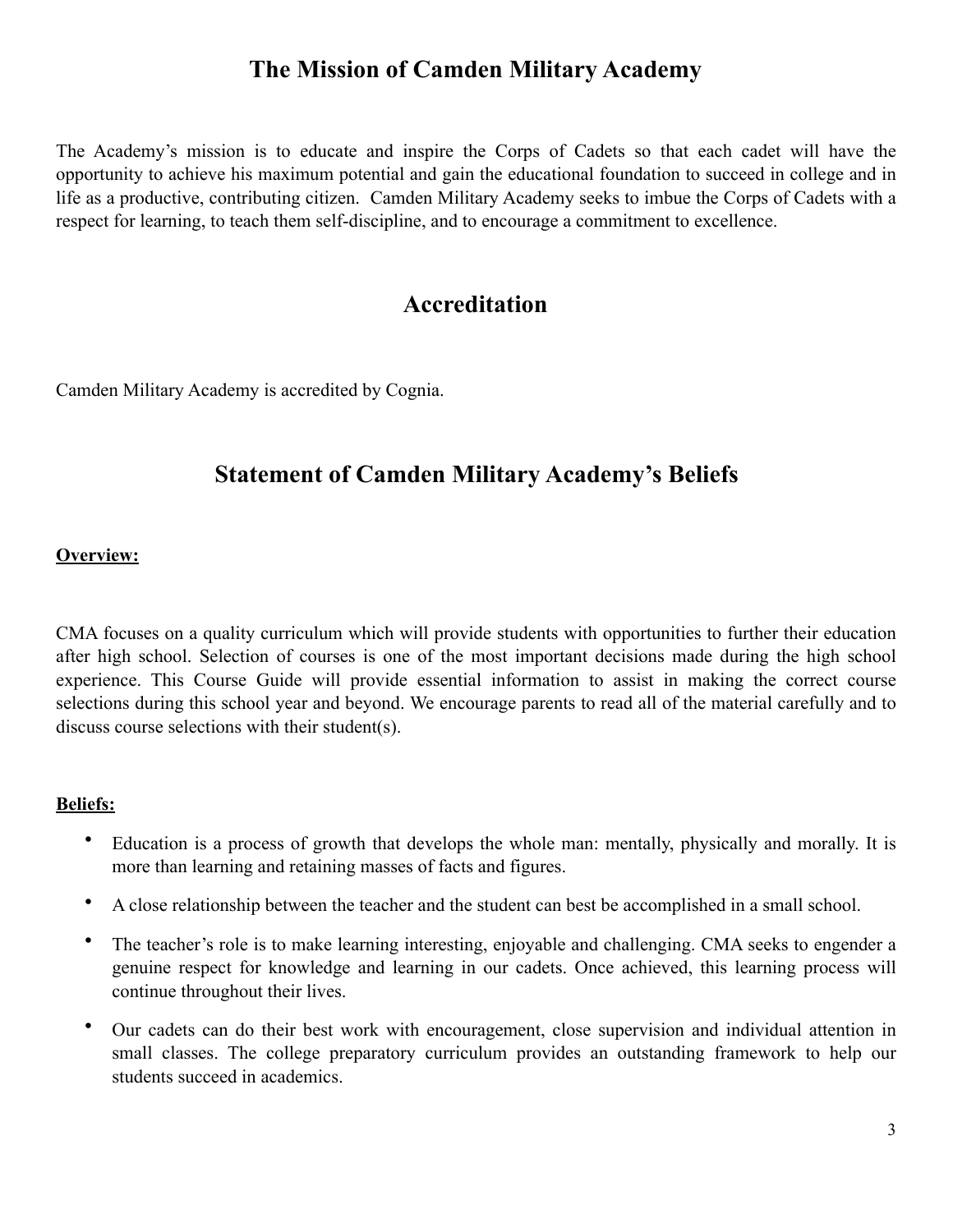# The Mission of Camden Military Academy

The Academy's mission is to educate and inspire the Corps of Cadets so that each cadet will have the opportunity to achieve his maximum potential and gain the educational foundation to succeed in college and in life as a productive, contributing citizen. Camden Military Academy seeks to imbue the Corps of Cadets with a respect for learning, to teach them self-discipline, and to encourage a commitment to excellence.

# Accreditation

Camden Military Academy is accredited by Cognia.

# Statement of Camden Military Academy's Beliefs

**Overview:**

CMA focuses on a quality curriculum which will provide students with opportunities to further their education after high school. Selection of courses is one of the most important decisions made during the high school experience. This Course Guide will provide essential information to assist in making the correct course selections during this school year and beyond. We encourage parents to read all of the material carefully and to discuss course selections with their student(s).

**Beliefs:**

- Education is a process of growth that develops the whole man: mentally, physically and morally. It is more than learning and retaining masses of facts and figures.
- A close relationship between the teacher and the student can best be accomplished in a small school.
- The teacher's role is to make learning interesting, enjoyable and challenging. CMA seeks to engender a genuine respect for knowledge and learning in our cadets. Once achieved, this learning process will continue throughout their lives.
- Our cadets can do their best work with encouragement, close supervision and individual attention in small classes. The college preparatory curriculum provides an outstanding framework to help our students succeed in academics.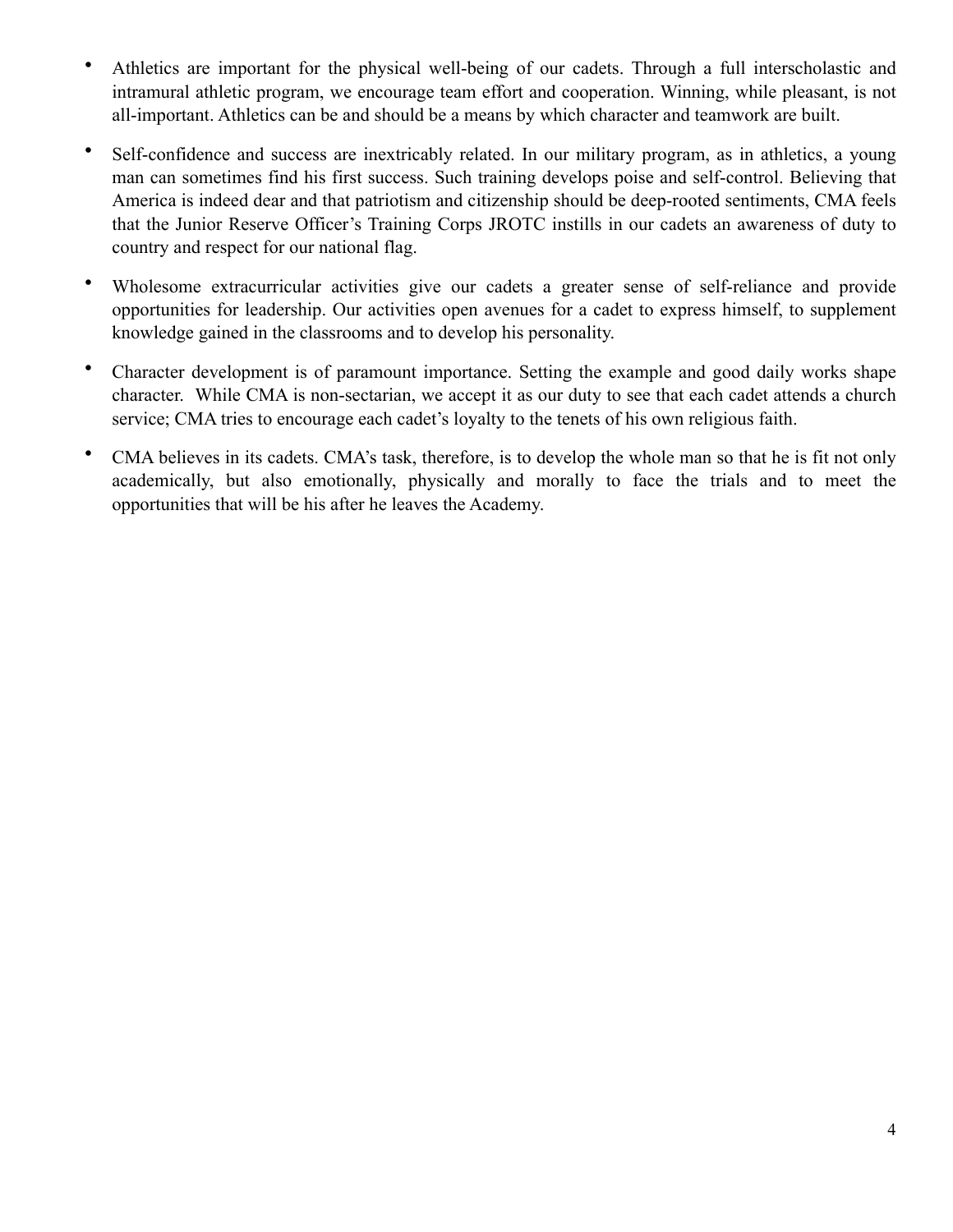- Athletics are important for the physical well-being of our cadets. Through a full interscholastic and intramural athletic program, we encourage team effort and cooperation. Winning, while pleasant, is not all-important. Athletics can be and should be a means by which character and teamwork are built.

- Self-confidence and success are inextricably related. In our military program, as in athletics, a young man can sometimes find his first success. Such training develops poise and self-control. Believing that America is indeed dear and that patriotism and citizenship should be deep-rooted sentiments, CMA feels that the Junior Reserve Officer's Training Corps JROTC instills in our cadets an awareness of duty to country and respect for our national flag.

- Wholesome extracurricular activities give our cadets a greater sense of self-reliance and provide opportunities for leadership. Our activities open avenues for a cadet to express himself, to supplement knowledge gained in the classrooms and to develop his personality.

- Character development is of paramount importance. Setting the example and good daily works shape character. While CMA is non-sectarian, we accept it as our duty to see that each cadet attends a church service; CMA tries to encourage each cadet's loyalty to the tenets of his own religious faith.

- CMA believes in its cadets. CMA's task, therefore, is to develop the whole man so that he is fit not only academically, but also emotionally, physically and morally to face the trials and to meet the opportunities that will be his after he leaves the Academy.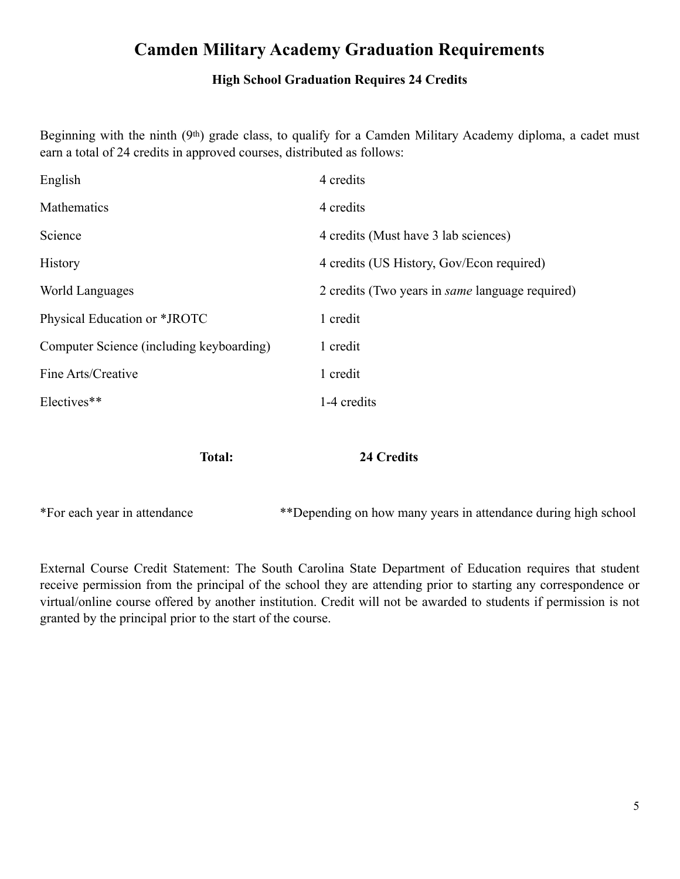# Camden Military Academy Graduation Requirements

### High School Graduation Requires 24 Credits

Beginning with the ninth (9th) grade class, to qualify for a Camden Military Academy diploma, a cadet must earn a total of 24 credits in approved courses, distributed as follows:

| | |
|---|---|
| English | 4 credits |
| Mathematics | 4 credits |
| Science | 4 credits (Must have 3 lab sciences) |
| History | 4 credits (US History, Gov/Econ required) |
| World Languages | 2 credits (Two years in *same* language required) |
| Physical Education or *JROTC | 1 credit |
| Computer Science (including keyboarding) | 1 credit |
| Fine Arts/Creative | 1 credit |
| Electives** | 1-4 credits |
| **Total:** | **24 Credits** |

*For each year in attendance

**Depending on how many years in attendance during high school

External Course Credit Statement: The South Carolina State Department of Education requires that student receive permission from the principal of the school they are attending prior to starting any correspondence or virtual/online course offered by another institution. Credit will not be awarded to students if permission is not granted by the principal prior to the start of the course.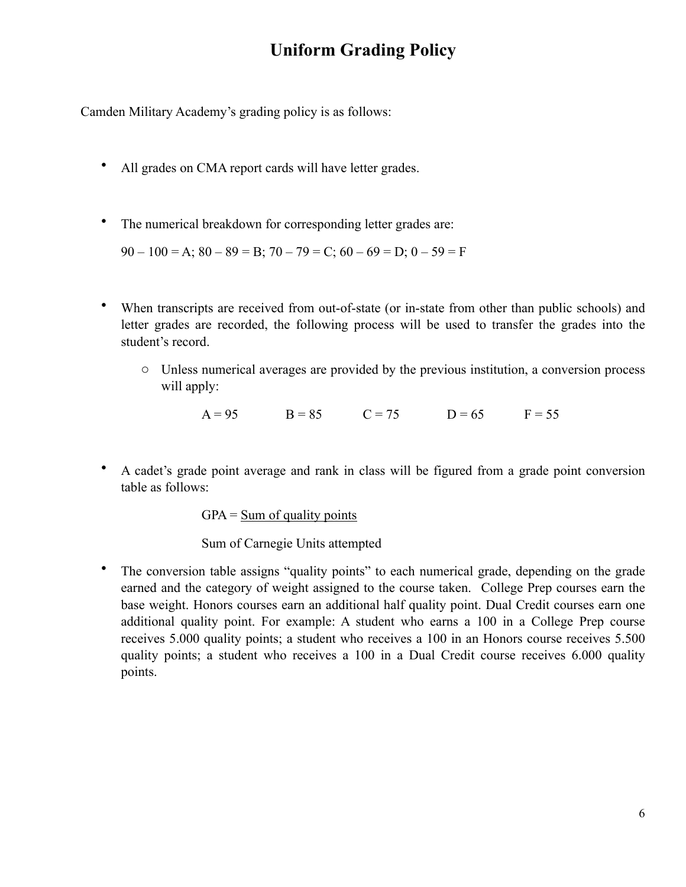# Uniform Grading Policy

Camden Military Academy's grading policy is as follows:

- All grades on CMA report cards will have letter grades.

- The numerical breakdown for corresponding letter grades are:

  90 – 100 = A; 80 – 89 = B; 70 – 79 = C; 60 – 69 = D; 0 – 59 = F

- When transcripts are received from out-of-state (or in-state from other than public schools) and letter grades are recorded, the following process will be used to transfer the grades into the student's record.
  - Unless numerical averages are provided by the previous institution, a conversion process will apply:

    A = 95 &nbsp;&nbsp;&nbsp; B = 85 &nbsp;&nbsp;&nbsp; C = 75 &nbsp;&nbsp;&nbsp; D = 65 &nbsp;&nbsp;&nbsp; F = 55

- A cadet's grade point average and rank in class will be figured from a grade point conversion table as follows:

  $$\text{GPA} = \frac{\text{Sum of quality points}}{\text{Sum of Carnegie Units attempted}}$$

- The conversion table assigns "quality points" to each numerical grade, depending on the grade earned and the category of weight assigned to the course taken. College Prep courses earn the base weight. Honors courses earn an additional half quality point. Dual Credit courses earn one additional quality point. For example: A student who earns a 100 in a College Prep course receives 5.000 quality points; a student who receives a 100 in an Honors course receives 5.500 quality points; a student who receives a 100 in a Dual Credit course receives 6.000 quality points.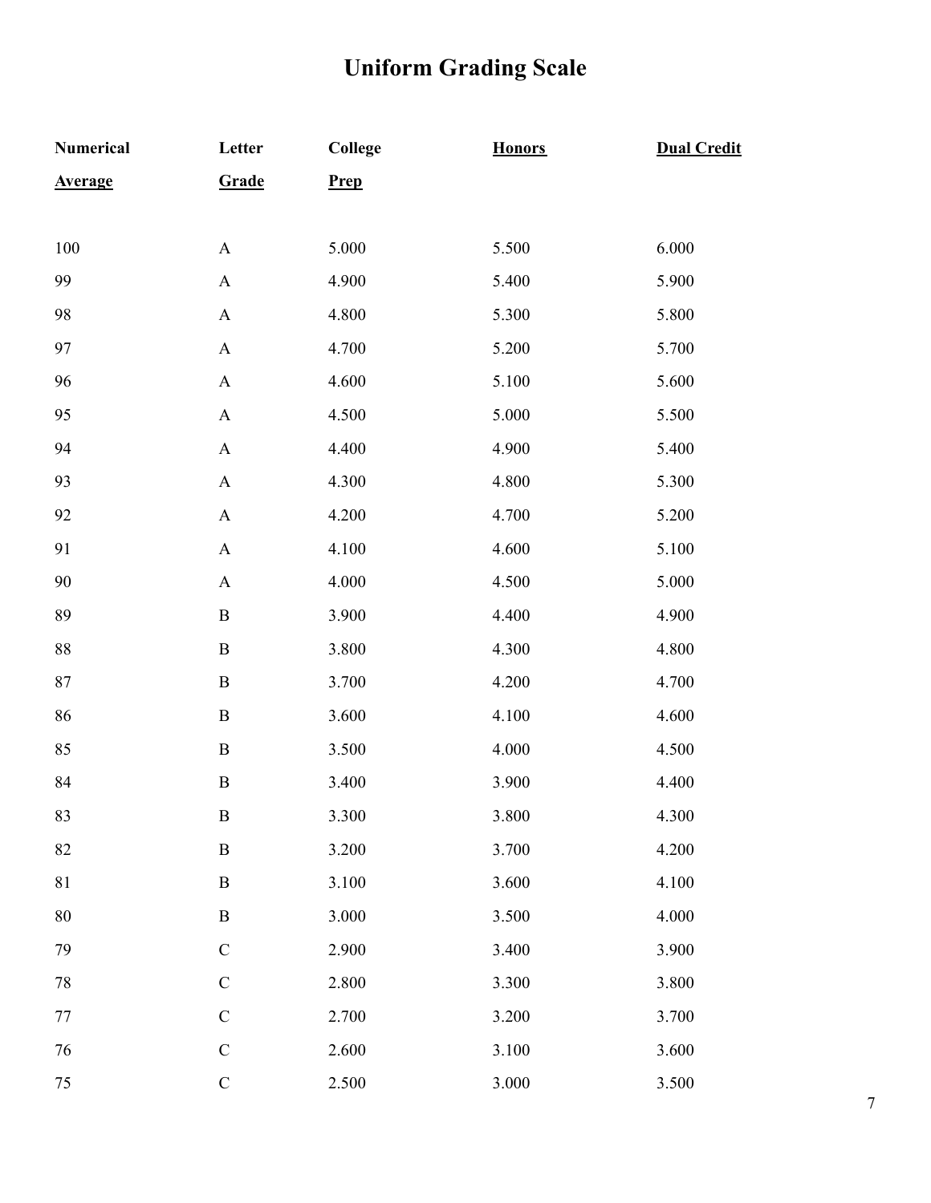# Uniform Grading Scale

| Numerical Average | Letter Grade | College Prep | Honors | Dual Credit |
|---|---|---|---|---|
| 100 | A | 5.000 | 5.500 | 6.000 |
| 99 | A | 4.900 | 5.400 | 5.900 |
| 98 | A | 4.800 | 5.300 | 5.800 |
| 97 | A | 4.700 | 5.200 | 5.700 |
| 96 | A | 4.600 | 5.100 | 5.600 |
| 95 | A | 4.500 | 5.000 | 5.500 |
| 94 | A | 4.400 | 4.900 | 5.400 |
| 93 | A | 4.300 | 4.800 | 5.300 |
| 92 | A | 4.200 | 4.700 | 5.200 |
| 91 | A | 4.100 | 4.600 | 5.100 |
| 90 | A | 4.000 | 4.500 | 5.000 |
| 89 | B | 3.900 | 4.400 | 4.900 |
| 88 | B | 3.800 | 4.300 | 4.800 |
| 87 | B | 3.700 | 4.200 | 4.700 |
| 86 | B | 3.600 | 4.100 | 4.600 |
| 85 | B | 3.500 | 4.000 | 4.500 |
| 84 | B | 3.400 | 3.900 | 4.400 |
| 83 | B | 3.300 | 3.800 | 4.300 |
| 82 | B | 3.200 | 3.700 | 4.200 |
| 81 | B | 3.100 | 3.600 | 4.100 |
| 80 | B | 3.000 | 3.500 | 4.000 |
| 79 | C | 2.900 | 3.400 | 3.900 |
| 78 | C | 2.800 | 3.300 | 3.800 |
| 77 | C | 2.700 | 3.200 | 3.700 |
| 76 | C | 2.600 | 3.100 | 3.600 |
| 75 | C | 2.500 | 3.000 | 3.500 |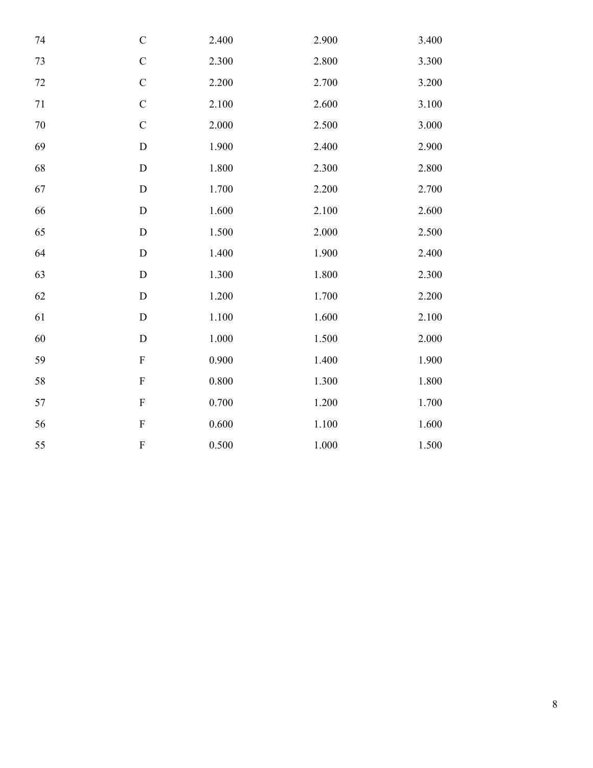| | | | | |
|---|---|---|---|---|
| 74 | C | 2.400 | 2.900 | 3.400 |
| 73 | C | 2.300 | 2.800 | 3.300 |
| 72 | C | 2.200 | 2.700 | 3.200 |
| 71 | C | 2.100 | 2.600 | 3.100 |
| 70 | C | 2.000 | 2.500 | 3.000 |
| 69 | D | 1.900 | 2.400 | 2.900 |
| 68 | D | 1.800 | 2.300 | 2.800 |
| 67 | D | 1.700 | 2.200 | 2.700 |
| 66 | D | 1.600 | 2.100 | 2.600 |
| 65 | D | 1.500 | 2.000 | 2.500 |
| 64 | D | 1.400 | 1.900 | 2.400 |
| 63 | D | 1.300 | 1.800 | 2.300 |
| 62 | D | 1.200 | 1.700 | 2.200 |
| 61 | D | 1.100 | 1.600 | 2.100 |
| 60 | D | 1.000 | 1.500 | 2.000 |
| 59 | F | 0.900 | 1.400 | 1.900 |
| 58 | F | 0.800 | 1.300 | 1.800 |
| 57 | F | 0.700 | 1.200 | 1.700 |
| 56 | F | 0.600 | 1.100 | 1.600 |
| 55 | F | 0.500 | 1.000 | 1.500 |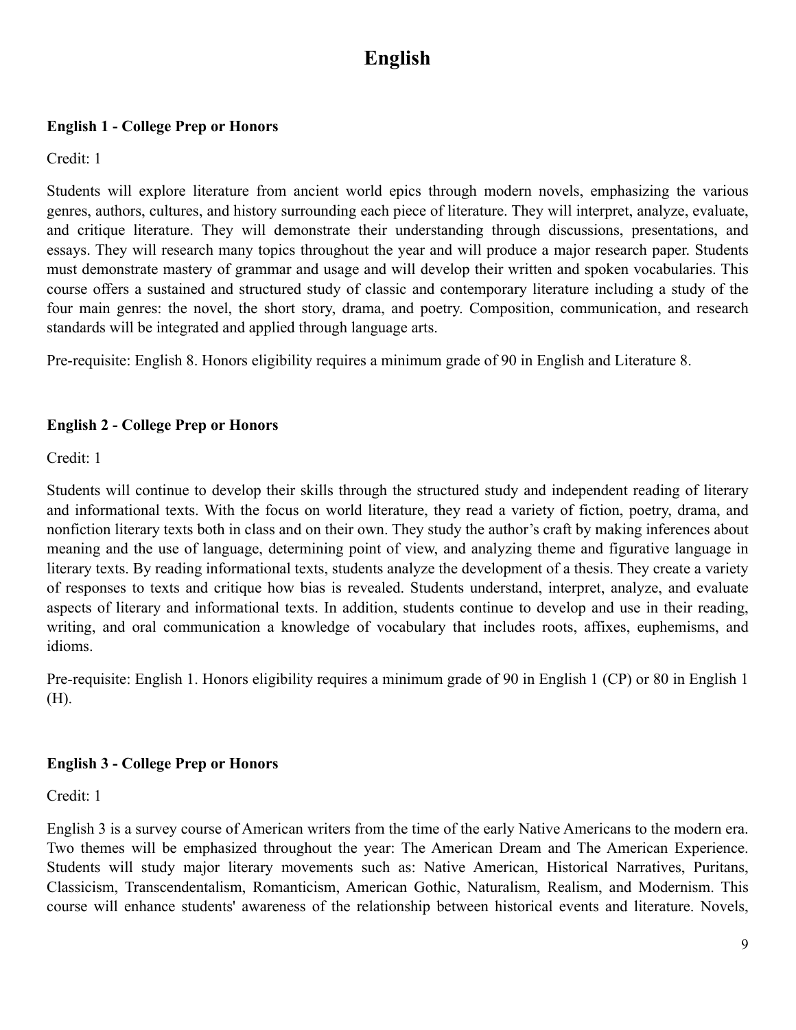# English

### English 1 - College Prep or Honors

Credit: 1

Students will explore literature from ancient world epics through modern novels, emphasizing the various genres, authors, cultures, and history surrounding each piece of literature. They will interpret, analyze, evaluate, and critique literature. They will demonstrate their understanding through discussions, presentations, and essays. They will research many topics throughout the year and will produce a major research paper. Students must demonstrate mastery of grammar and usage and will develop their written and spoken vocabularies. This course offers a sustained and structured study of classic and contemporary literature including a study of the four main genres: the novel, the short story, drama, and poetry. Composition, communication, and research standards will be integrated and applied through language arts.

Pre-requisite: English 8. Honors eligibility requires a minimum grade of 90 in English and Literature 8.

### English 2 - College Prep or Honors

Credit: 1

Students will continue to develop their skills through the structured study and independent reading of literary and informational texts. With the focus on world literature, they read a variety of fiction, poetry, drama, and nonfiction literary texts both in class and on their own. They study the author's craft by making inferences about meaning and the use of language, determining point of view, and analyzing theme and figurative language in literary texts. By reading informational texts, students analyze the development of a thesis. They create a variety of responses to texts and critique how bias is revealed. Students understand, interpret, analyze, and evaluate aspects of literary and informational texts. In addition, students continue to develop and use in their reading, writing, and oral communication a knowledge of vocabulary that includes roots, affixes, euphemisms, and idioms.

Pre-requisite: English 1. Honors eligibility requires a minimum grade of 90 in English 1 (CP) or 80 in English 1 (H).

### English 3 - College Prep or Honors

Credit: 1

English 3 is a survey course of American writers from the time of the early Native Americans to the modern era. Two themes will be emphasized throughout the year: The American Dream and The American Experience. Students will study major literary movements such as: Native American, Historical Narratives, Puritans, Classicism, Transcendentalism, Romanticism, American Gothic, Naturalism, Realism, and Modernism. This course will enhance students' awareness of the relationship between historical events and literature. Novels,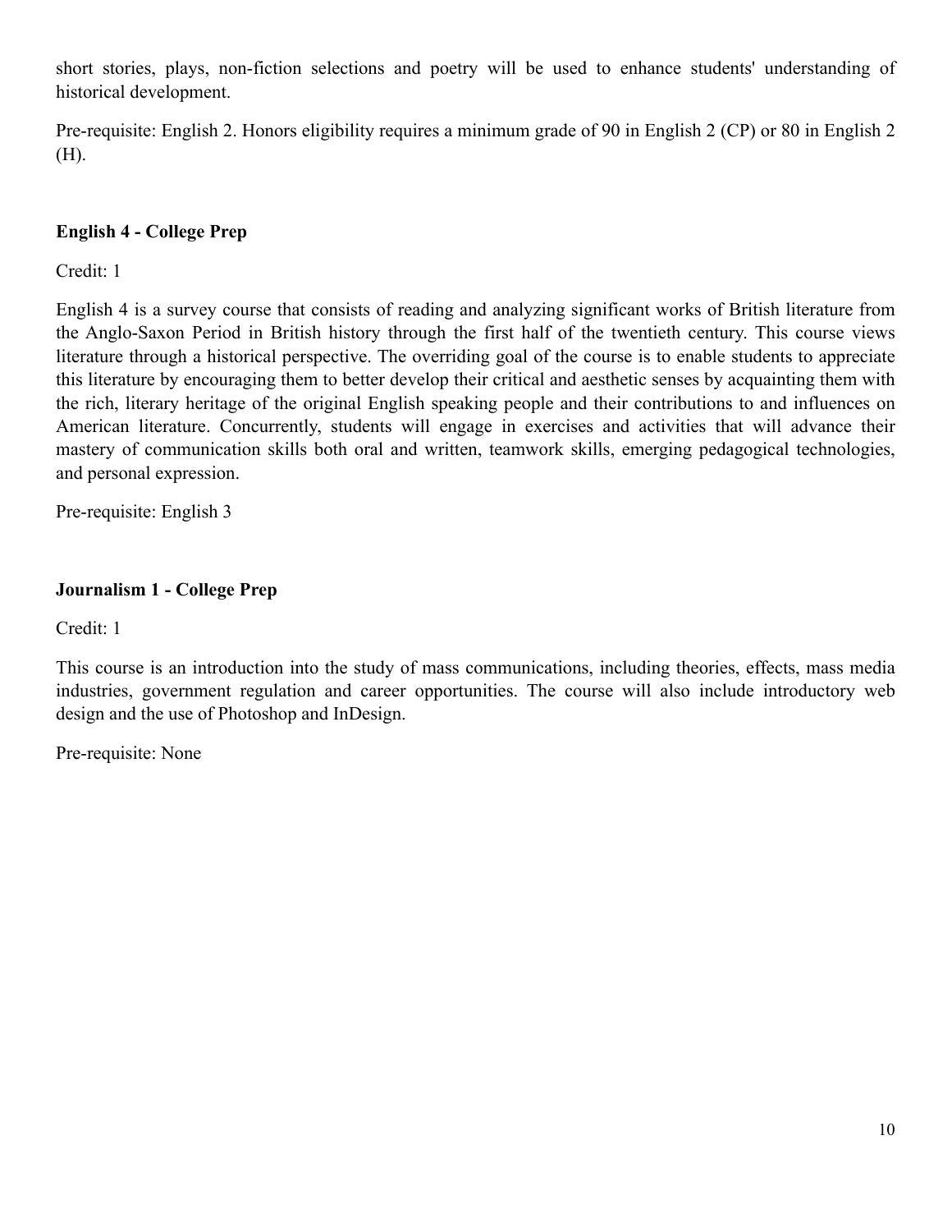short stories, plays, non-fiction selections and poetry will be used to enhance students' understanding of historical development.

Pre-requisite: English 2. Honors eligibility requires a minimum grade of 90 in English 2 (CP) or 80 in English 2 (H).

**English 4 - College Prep**

Credit: 1

English 4 is a survey course that consists of reading and analyzing significant works of British literature from the Anglo-Saxon Period in British history through the first half of the twentieth century. This course views literature through a historical perspective. The overriding goal of the course is to enable students to appreciate this literature by encouraging them to better develop their critical and aesthetic senses by acquainting them with the rich, literary heritage of the original English speaking people and their contributions to and influences on American literature. Concurrently, students will engage in exercises and activities that will advance their mastery of communication skills both oral and written, teamwork skills, emerging pedagogical technologies, and personal expression.

Pre-requisite: English 3

**Journalism 1 - College Prep**

Credit: 1

This course is an introduction into the study of mass communications, including theories, effects, mass media industries, government regulation and career opportunities. The course will also include introductory web design and the use of Photoshop and InDesign.

Pre-requisite: None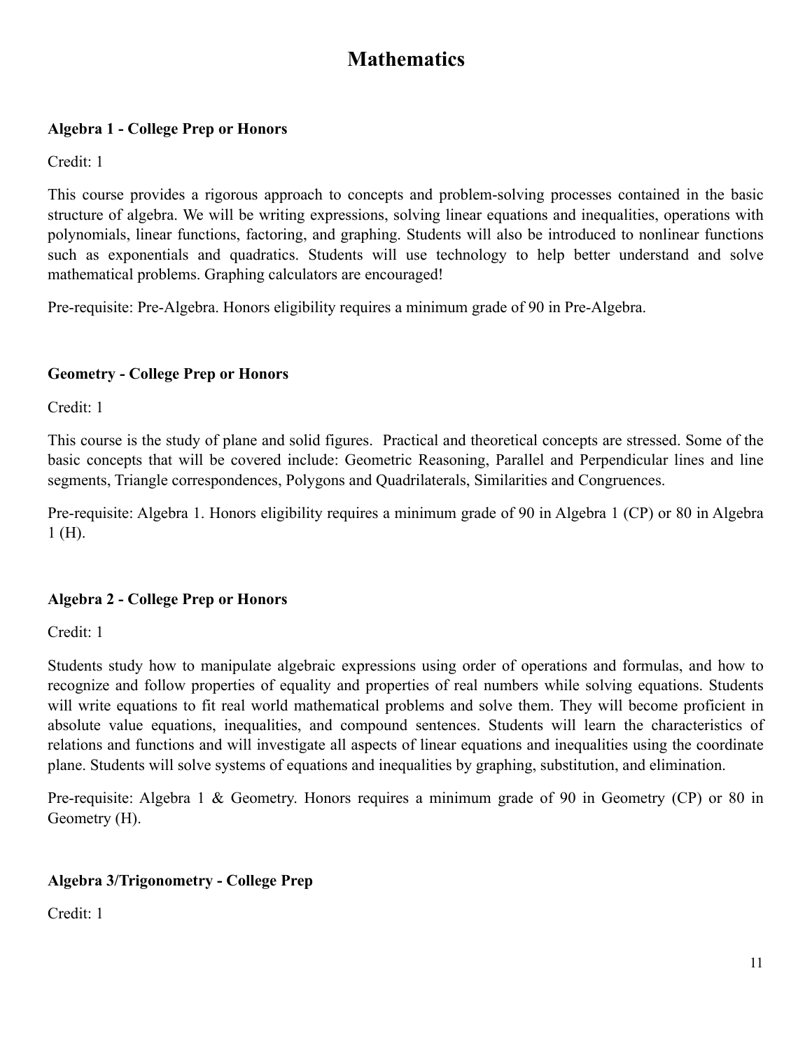# Mathematics

### Algebra 1 - College Prep or Honors

Credit: 1

This course provides a rigorous approach to concepts and problem-solving processes contained in the basic structure of algebra. We will be writing expressions, solving linear equations and inequalities, operations with polynomials, linear functions, factoring, and graphing. Students will also be introduced to nonlinear functions such as exponentials and quadratics. Students will use technology to help better understand and solve mathematical problems. Graphing calculators are encouraged!

Pre-requisite: Pre-Algebra. Honors eligibility requires a minimum grade of 90 in Pre-Algebra.

### Geometry - College Prep or Honors

Credit: 1

This course is the study of plane and solid figures. Practical and theoretical concepts are stressed. Some of the basic concepts that will be covered include: Geometric Reasoning, Parallel and Perpendicular lines and line segments, Triangle correspondences, Polygons and Quadrilaterals, Similarities and Congruences.

Pre-requisite: Algebra 1. Honors eligibility requires a minimum grade of 90 in Algebra 1 (CP) or 80 in Algebra 1 (H).

### Algebra 2 - College Prep or Honors

Credit: 1

Students study how to manipulate algebraic expressions using order of operations and formulas, and how to recognize and follow properties of equality and properties of real numbers while solving equations. Students will write equations to fit real world mathematical problems and solve them. They will become proficient in absolute value equations, inequalities, and compound sentences. Students will learn the characteristics of relations and functions and will investigate all aspects of linear equations and inequalities using the coordinate plane. Students will solve systems of equations and inequalities by graphing, substitution, and elimination.

Pre-requisite: Algebra 1 & Geometry. Honors requires a minimum grade of 90 in Geometry (CP) or 80 in Geometry (H).

### Algebra 3/Trigonometry - College Prep

Credit: 1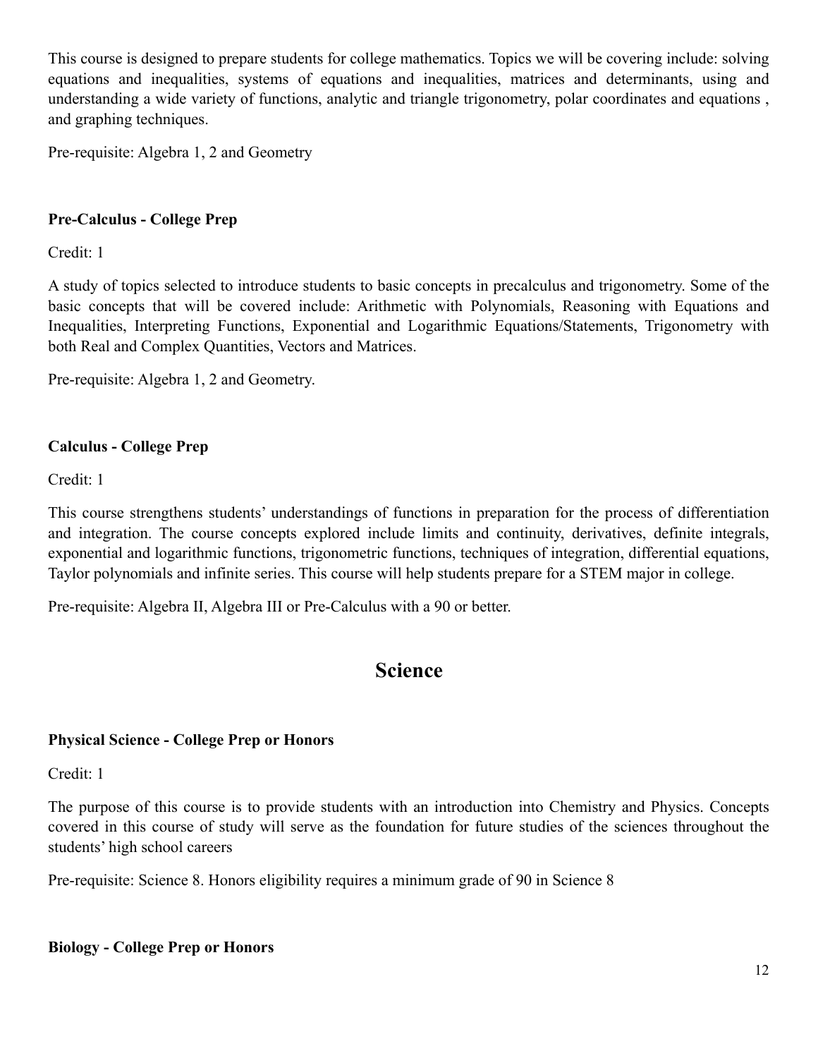This course is designed to prepare students for college mathematics. Topics we will be covering include: solving equations and inequalities, systems of equations and inequalities, matrices and determinants, using and understanding a wide variety of functions, analytic and triangle trigonometry, polar coordinates and equations , and graphing techniques.

Pre-requisite: Algebra 1, 2 and Geometry

**Pre-Calculus - College Prep**

Credit: 1

A study of topics selected to introduce students to basic concepts in precalculus and trigonometry. Some of the basic concepts that will be covered include: Arithmetic with Polynomials, Reasoning with Equations and Inequalities, Interpreting Functions, Exponential and Logarithmic Equations/Statements, Trigonometry with both Real and Complex Quantities, Vectors and Matrices.

Pre-requisite: Algebra 1, 2 and Geometry.

**Calculus - College Prep**

Credit: 1

This course strengthens students' understandings of functions in preparation for the process of differentiation and integration. The course concepts explored include limits and continuity, derivatives, definite integrals, exponential and logarithmic functions, trigonometric functions, techniques of integration, differential equations, Taylor polynomials and infinite series. This course will help students prepare for a STEM major in college.

Pre-requisite: Algebra II, Algebra III or Pre-Calculus with a 90 or better.

## Science

**Physical Science - College Prep or Honors**

Credit: 1

The purpose of this course is to provide students with an introduction into Chemistry and Physics. Concepts covered in this course of study will serve as the foundation for future studies of the sciences throughout the students' high school careers

Pre-requisite: Science 8. Honors eligibility requires a minimum grade of 90 in Science 8

**Biology - College Prep or Honors**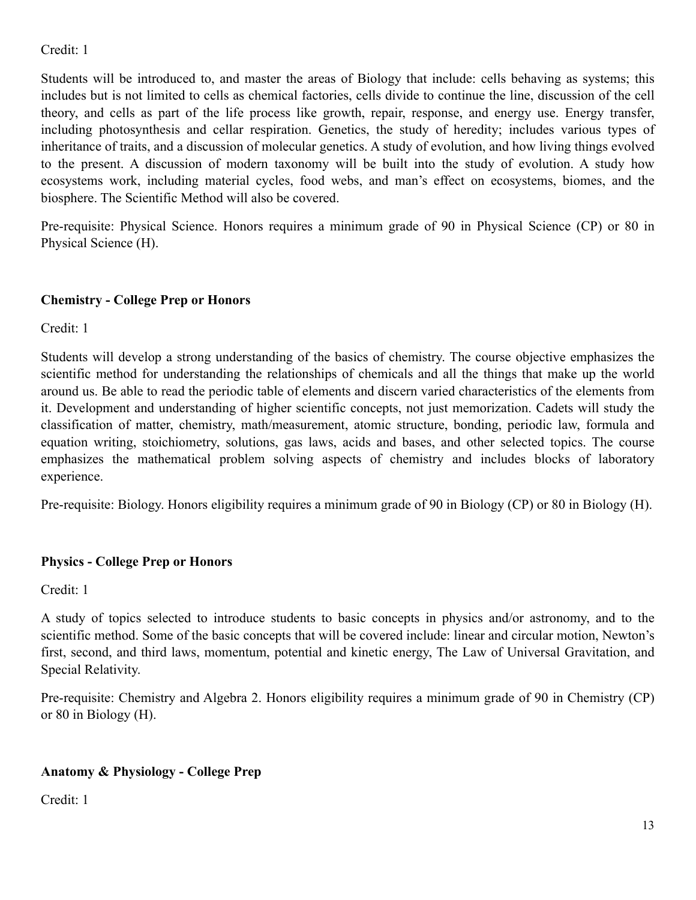Credit: 1

Students will be introduced to, and master the areas of Biology that include: cells behaving as systems; this includes but is not limited to cells as chemical factories, cells divide to continue the line, discussion of the cell theory, and cells as part of the life process like growth, repair, response, and energy use. Energy transfer, including photosynthesis and cellar respiration. Genetics, the study of heredity; includes various types of inheritance of traits, and a discussion of molecular genetics. A study of evolution, and how living things evolved to the present. A discussion of modern taxonomy will be built into the study of evolution. A study how ecosystems work, including material cycles, food webs, and man's effect on ecosystems, biomes, and the biosphere. The Scientific Method will also be covered.

Pre-requisite: Physical Science. Honors requires a minimum grade of 90 in Physical Science (CP) or 80 in Physical Science (H).

### Chemistry - College Prep or Honors

Credit: 1

Students will develop a strong understanding of the basics of chemistry. The course objective emphasizes the scientific method for understanding the relationships of chemicals and all the things that make up the world around us. Be able to read the periodic table of elements and discern varied characteristics of the elements from it. Development and understanding of higher scientific concepts, not just memorization. Cadets will study the classification of matter, chemistry, math/measurement, atomic structure, bonding, periodic law, formula and equation writing, stoichiometry, solutions, gas laws, acids and bases, and other selected topics. The course emphasizes the mathematical problem solving aspects of chemistry and includes blocks of laboratory experience.

Pre-requisite: Biology. Honors eligibility requires a minimum grade of 90 in Biology (CP) or 80 in Biology (H).

### Physics - College Prep or Honors

Credit: 1

A study of topics selected to introduce students to basic concepts in physics and/or astronomy, and to the scientific method. Some of the basic concepts that will be covered include: linear and circular motion, Newton's first, second, and third laws, momentum, potential and kinetic energy, The Law of Universal Gravitation, and Special Relativity.

Pre-requisite: Chemistry and Algebra 2. Honors eligibility requires a minimum grade of 90 in Chemistry (CP) or 80 in Biology (H).

### Anatomy & Physiology - College Prep

Credit: 1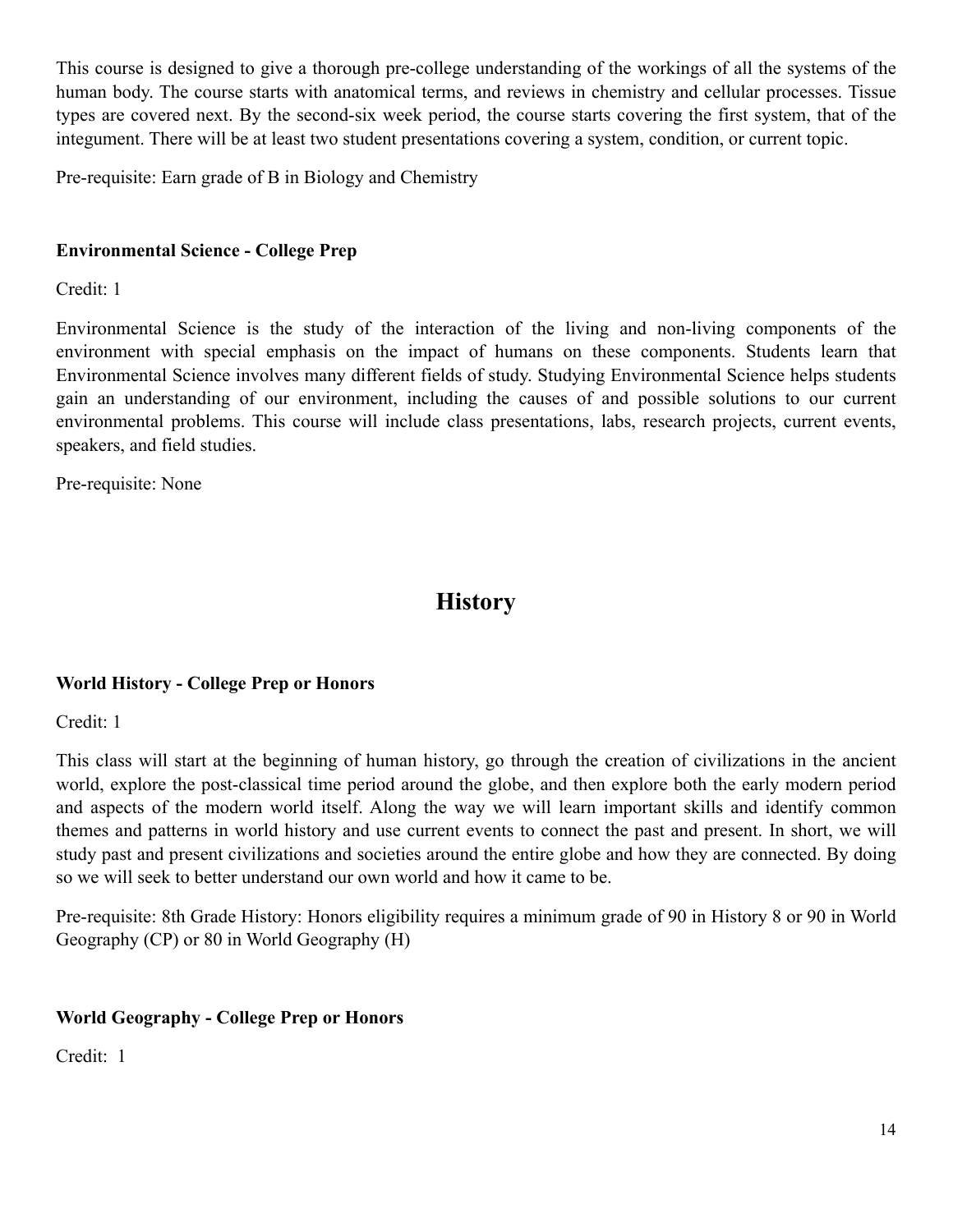This course is designed to give a thorough pre-college understanding of the workings of all the systems of the human body. The course starts with anatomical terms, and reviews in chemistry and cellular processes. Tissue types are covered next. By the second-six week period, the course starts covering the first system, that of the integument. There will be at least two student presentations covering a system, condition, or current topic.

Pre-requisite: Earn grade of B in Biology and Chemistry

**Environmental Science - College Prep**

Credit: 1

Environmental Science is the study of the interaction of the living and non-living components of the environment with special emphasis on the impact of humans on these components. Students learn that Environmental Science involves many different fields of study. Studying Environmental Science helps students gain an understanding of our environment, including the causes of and possible solutions to our current environmental problems. This course will include class presentations, labs, research projects, current events, speakers, and field studies.

Pre-requisite: None

# History

**World History - College Prep or Honors**

Credit: 1

This class will start at the beginning of human history, go through the creation of civilizations in the ancient world, explore the post-classical time period around the globe, and then explore both the early modern period and aspects of the modern world itself. Along the way we will learn important skills and identify common themes and patterns in world history and use current events to connect the past and present. In short, we will study past and present civilizations and societies around the entire globe and how they are connected. By doing so we will seek to better understand our own world and how it came to be.

Pre-requisite: 8th Grade History: Honors eligibility requires a minimum grade of 90 in History 8 or 90 in World Geography (CP) or 80 in World Geography (H)

**World Geography - College Prep or Honors**

Credit: 1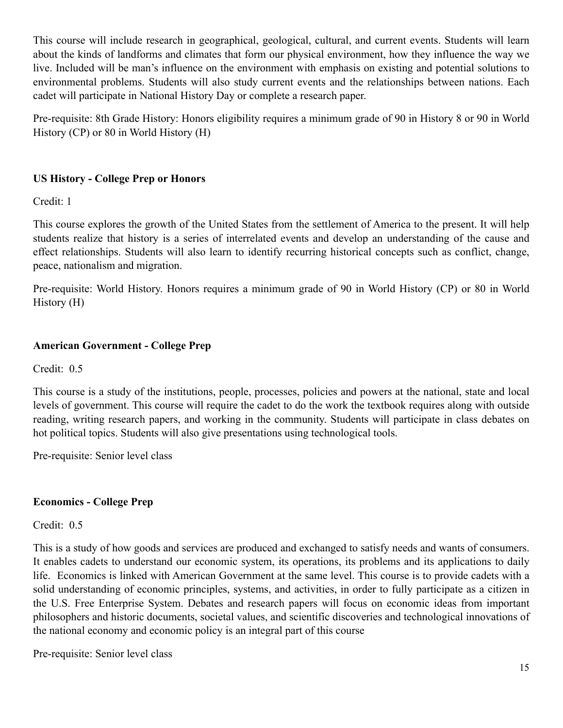This course will include research in geographical, geological, cultural, and current events. Students will learn about the kinds of landforms and climates that form our physical environment, how they influence the way we live. Included will be man's influence on the environment with emphasis on existing and potential solutions to environmental problems. Students will also study current events and the relationships between nations. Each cadet will participate in National History Day or complete a research paper.

Pre-requisite: 8th Grade History: Honors eligibility requires a minimum grade of 90 in History 8 or 90 in World History (CP) or 80 in World History (H)

**US History - College Prep or Honors**

Credit: 1

This course explores the growth of the United States from the settlement of America to the present. It will help students realize that history is a series of interrelated events and develop an understanding of the cause and effect relationships. Students will also learn to identify recurring historical concepts such as conflict, change, peace, nationalism and migration.

Pre-requisite: World History. Honors requires a minimum grade of 90 in World History (CP) or 80 in World History (H)

**American Government - College Prep**

Credit: 0.5

This course is a study of the institutions, people, processes, policies and powers at the national, state and local levels of government. This course will require the cadet to do the work the textbook requires along with outside reading, writing research papers, and working in the community. Students will participate in class debates on hot political topics. Students will also give presentations using technological tools.

Pre-requisite: Senior level class

**Economics - College Prep**

Credit: 0.5

This is a study of how goods and services are produced and exchanged to satisfy needs and wants of consumers. It enables cadets to understand our economic system, its operations, its problems and its applications to daily life. Economics is linked with American Government at the same level. This course is to provide cadets with a solid understanding of economic principles, systems, and activities, in order to fully participate as a citizen in the U.S. Free Enterprise System. Debates and research papers will focus on economic ideas from important philosophers and historic documents, societal values, and scientific discoveries and technological innovations of the national economy and economic policy is an integral part of this course

Pre-requisite: Senior level class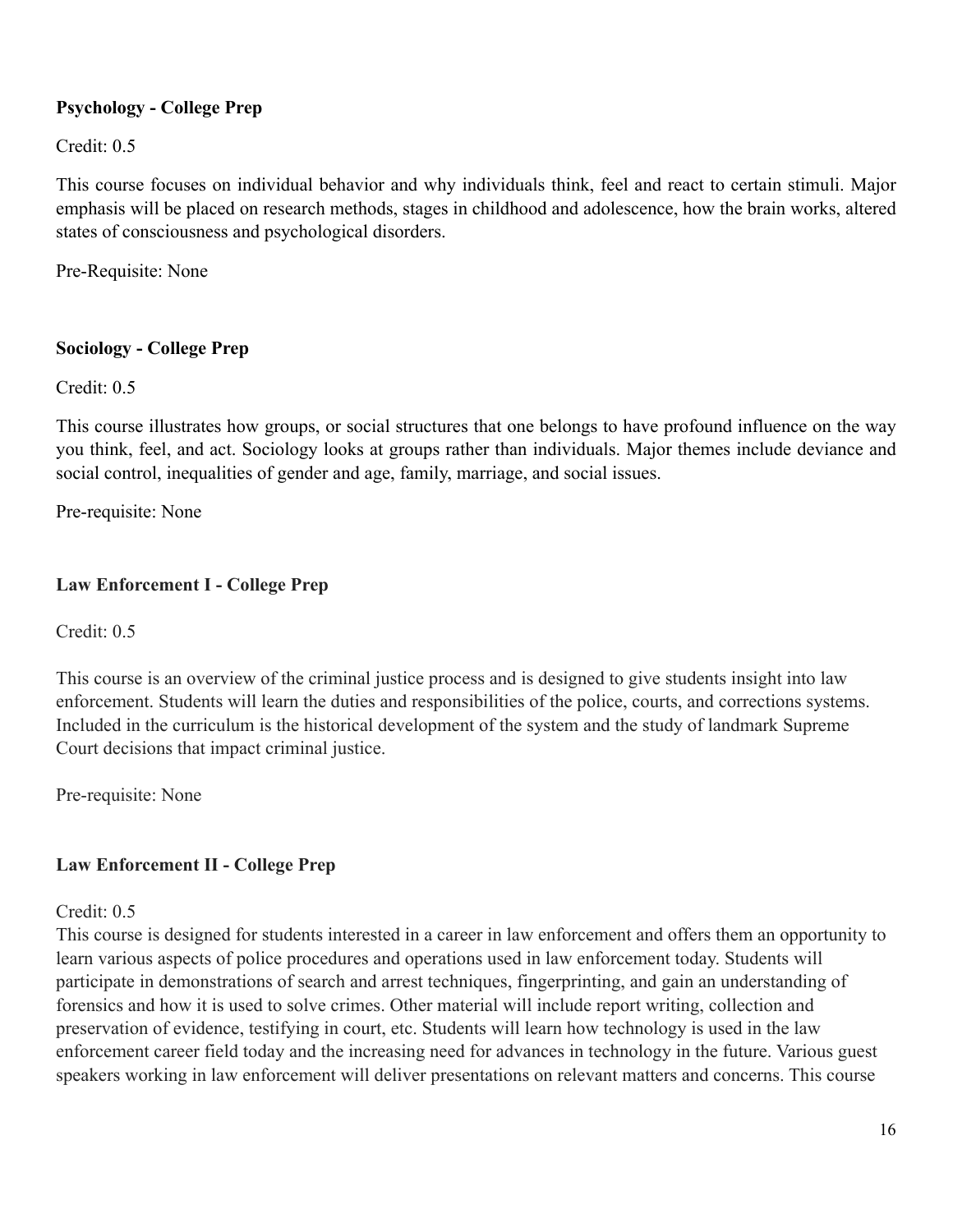**Psychology - College Prep**

Credit: 0.5

This course focuses on individual behavior and why individuals think, feel and react to certain stimuli. Major emphasis will be placed on research methods, stages in childhood and adolescence, how the brain works, altered states of consciousness and psychological disorders.

Pre-Requisite: None

**Sociology - College Prep**

Credit: 0.5

This course illustrates how groups, or social structures that one belongs to have profound influence on the way you think, feel, and act. Sociology looks at groups rather than individuals. Major themes include deviance and social control, inequalities of gender and age, family, marriage, and social issues.

Pre-requisite: None

**Law Enforcement I - College Prep**

Credit: 0.5

This course is an overview of the criminal justice process and is designed to give students insight into law enforcement. Students will learn the duties and responsibilities of the police, courts, and corrections systems. Included in the curriculum is the historical development of the system and the study of landmark Supreme Court decisions that impact criminal justice.

Pre-requisite: None

**Law Enforcement II - College Prep**

Credit: 0.5

This course is designed for students interested in a career in law enforcement and offers them an opportunity to learn various aspects of police procedures and operations used in law enforcement today. Students will participate in demonstrations of search and arrest techniques, fingerprinting, and gain an understanding of forensics and how it is used to solve crimes. Other material will include report writing, collection and preservation of evidence, testifying in court, etc. Students will learn how technology is used in the law enforcement career field today and the increasing need for advances in technology in the future. Various guest speakers working in law enforcement will deliver presentations on relevant matters and concerns. This course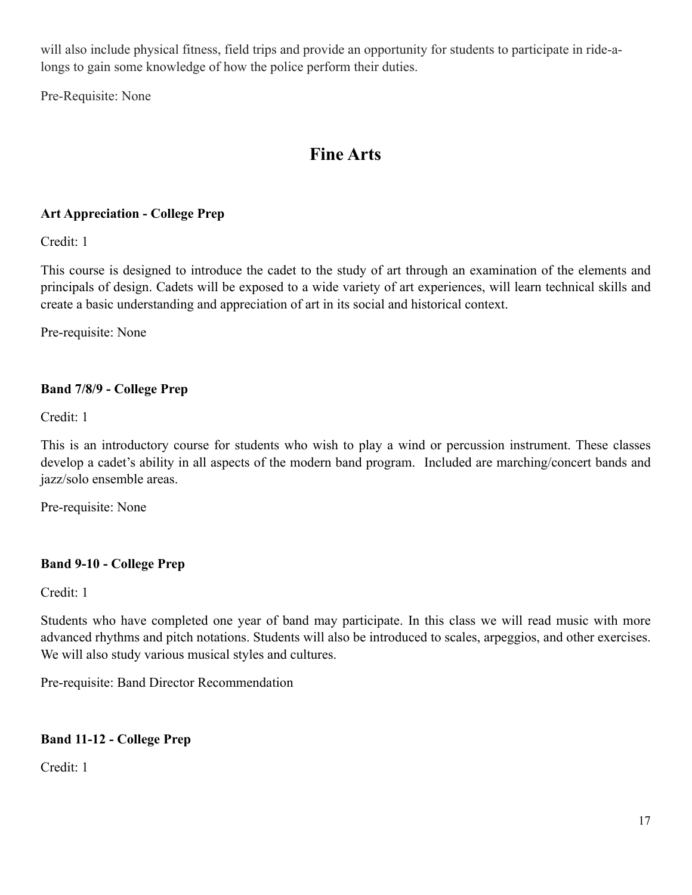will also include physical fitness, field trips and provide an opportunity for students to participate in ride-a-longs to gain some knowledge of how the police perform their duties.

Pre-Requisite: None

# Fine Arts

**Art Appreciation - College Prep**

Credit: 1

This course is designed to introduce the cadet to the study of art through an examination of the elements and principals of design. Cadets will be exposed to a wide variety of art experiences, will learn technical skills and create a basic understanding and appreciation of art in its social and historical context.

Pre-requisite: None

**Band 7/8/9 - College Prep**

Credit: 1

This is an introductory course for students who wish to play a wind or percussion instrument. These classes develop a cadet's ability in all aspects of the modern band program. Included are marching/concert bands and jazz/solo ensemble areas.

Pre-requisite: None

**Band 9-10 - College Prep**

Credit: 1

Students who have completed one year of band may participate. In this class we will read music with more advanced rhythms and pitch notations. Students will also be introduced to scales, arpeggios, and other exercises. We will also study various musical styles and cultures.

Pre-requisite: Band Director Recommendation

**Band 11-12 - College Prep**

Credit: 1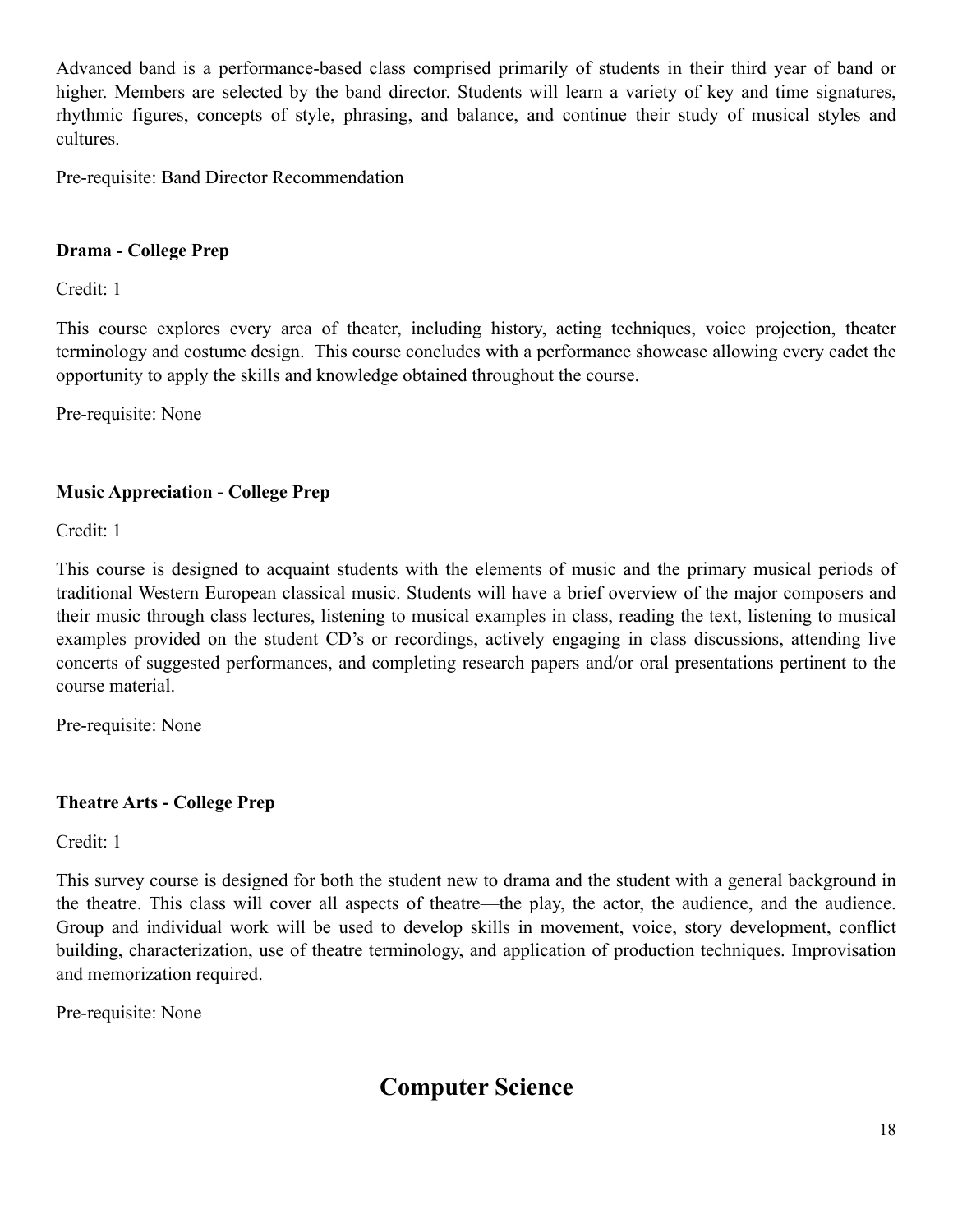Advanced band is a performance-based class comprised primarily of students in their third year of band or higher. Members are selected by the band director. Students will learn a variety of key and time signatures, rhythmic figures, concepts of style, phrasing, and balance, and continue their study of musical styles and cultures.

Pre-requisite: Band Director Recommendation

**Drama - College Prep**

Credit: 1

This course explores every area of theater, including history, acting techniques, voice projection, theater terminology and costume design. This course concludes with a performance showcase allowing every cadet the opportunity to apply the skills and knowledge obtained throughout the course.

Pre-requisite: None

**Music Appreciation - College Prep**

Credit: 1

This course is designed to acquaint students with the elements of music and the primary musical periods of traditional Western European classical music. Students will have a brief overview of the major composers and their music through class lectures, listening to musical examples in class, reading the text, listening to musical examples provided on the student CD's or recordings, actively engaging in class discussions, attending live concerts of suggested performances, and completing research papers and/or oral presentations pertinent to the course material.

Pre-requisite: None

**Theatre Arts - College Prep**

Credit: 1

This survey course is designed for both the student new to drama and the student with a general background in the theatre. This class will cover all aspects of theatre—the play, the actor, the audience, and the audience. Group and individual work will be used to develop skills in movement, voice, story development, conflict building, characterization, use of theatre terminology, and application of production techniques. Improvisation and memorization required.

Pre-requisite: None

# Computer Science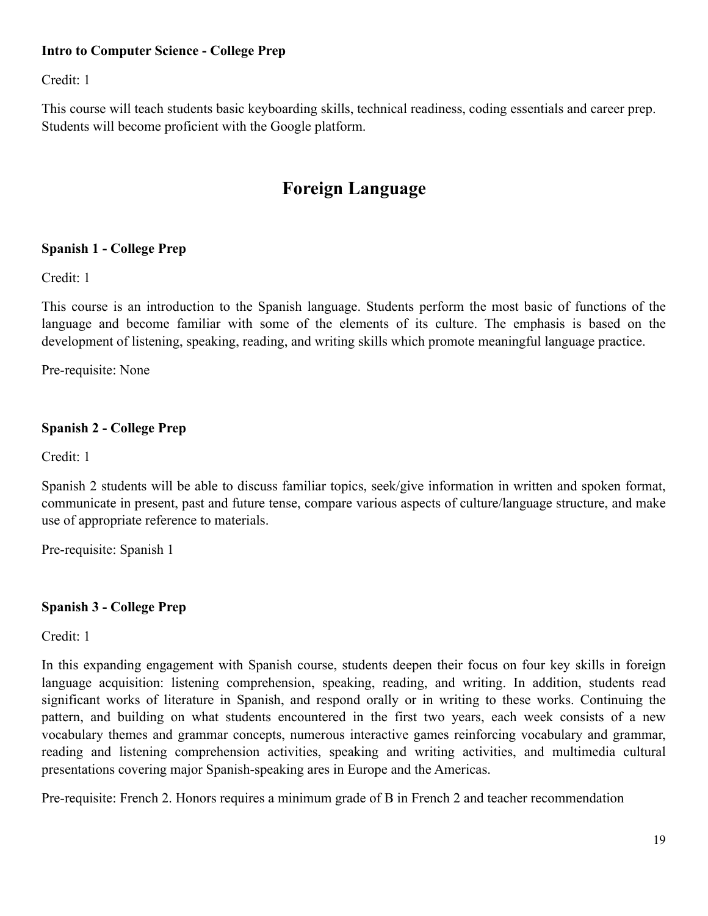### Intro to Computer Science - College Prep

Credit: 1

This course will teach students basic keyboarding skills, technical readiness, coding essentials and career prep. Students will become proficient with the Google platform.

## Foreign Language

### Spanish 1 - College Prep

Credit: 1

This course is an introduction to the Spanish language. Students perform the most basic of functions of the language and become familiar with some of the elements of its culture. The emphasis is based on the development of listening, speaking, reading, and writing skills which promote meaningful language practice.

Pre-requisite: None

### Spanish 2 - College Prep

Credit: 1

Spanish 2 students will be able to discuss familiar topics, seek/give information in written and spoken format, communicate in present, past and future tense, compare various aspects of culture/language structure, and make use of appropriate reference to materials.

Pre-requisite: Spanish 1

### Spanish 3 - College Prep

Credit: 1

In this expanding engagement with Spanish course, students deepen their focus on four key skills in foreign language acquisition: listening comprehension, speaking, reading, and writing. In addition, students read significant works of literature in Spanish, and respond orally or in writing to these works. Continuing the pattern, and building on what students encountered in the first two years, each week consists of a new vocabulary themes and grammar concepts, numerous interactive games reinforcing vocabulary and grammar, reading and listening comprehension activities, speaking and writing activities, and multimedia cultural presentations covering major Spanish-speaking ares in Europe and the Americas.

Pre-requisite: French 2. Honors requires a minimum grade of B in French 2 and teacher recommendation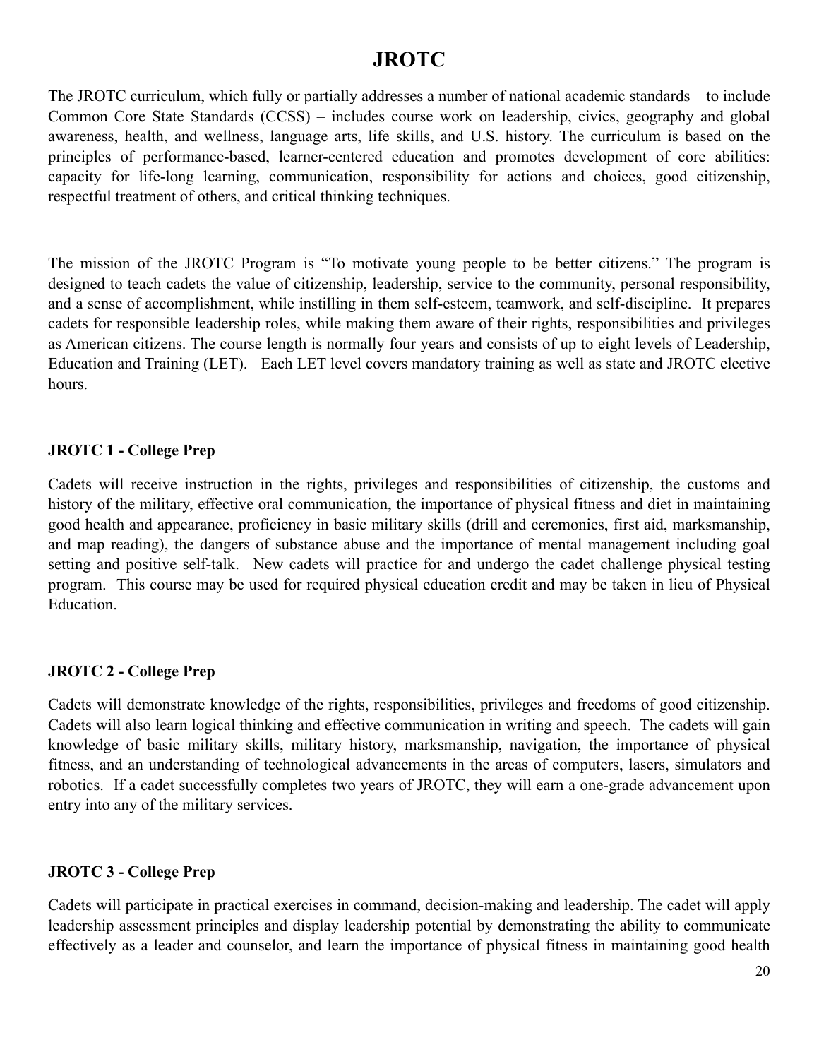# JROTC

The JROTC curriculum, which fully or partially addresses a number of national academic standards – to include Common Core State Standards (CCSS) – includes course work on leadership, civics, geography and global awareness, health, and wellness, language arts, life skills, and U.S. history. The curriculum is based on the principles of performance-based, learner-centered education and promotes development of core abilities: capacity for life-long learning, communication, responsibility for actions and choices, good citizenship, respectful treatment of others, and critical thinking techniques.

The mission of the JROTC Program is "To motivate young people to be better citizens." The program is designed to teach cadets the value of citizenship, leadership, service to the community, personal responsibility, and a sense of accomplishment, while instilling in them self-esteem, teamwork, and self-discipline. It prepares cadets for responsible leadership roles, while making them aware of their rights, responsibilities and privileges as American citizens. The course length is normally four years and consists of up to eight levels of Leadership, Education and Training (LET). Each LET level covers mandatory training as well as state and JROTC elective hours.

### JROTC 1 - College Prep

Cadets will receive instruction in the rights, privileges and responsibilities of citizenship, the customs and history of the military, effective oral communication, the importance of physical fitness and diet in maintaining good health and appearance, proficiency in basic military skills (drill and ceremonies, first aid, marksmanship, and map reading), the dangers of substance abuse and the importance of mental management including goal setting and positive self-talk. New cadets will practice for and undergo the cadet challenge physical testing program. This course may be used for required physical education credit and may be taken in lieu of Physical Education.

### JROTC 2 - College Prep

Cadets will demonstrate knowledge of the rights, responsibilities, privileges and freedoms of good citizenship. Cadets will also learn logical thinking and effective communication in writing and speech. The cadets will gain knowledge of basic military skills, military history, marksmanship, navigation, the importance of physical fitness, and an understanding of technological advancements in the areas of computers, lasers, simulators and robotics. If a cadet successfully completes two years of JROTC, they will earn a one-grade advancement upon entry into any of the military services.

### JROTC 3 - College Prep

Cadets will participate in practical exercises in command, decision-making and leadership. The cadet will apply leadership assessment principles and display leadership potential by demonstrating the ability to communicate effectively as a leader and counselor, and learn the importance of physical fitness in maintaining good health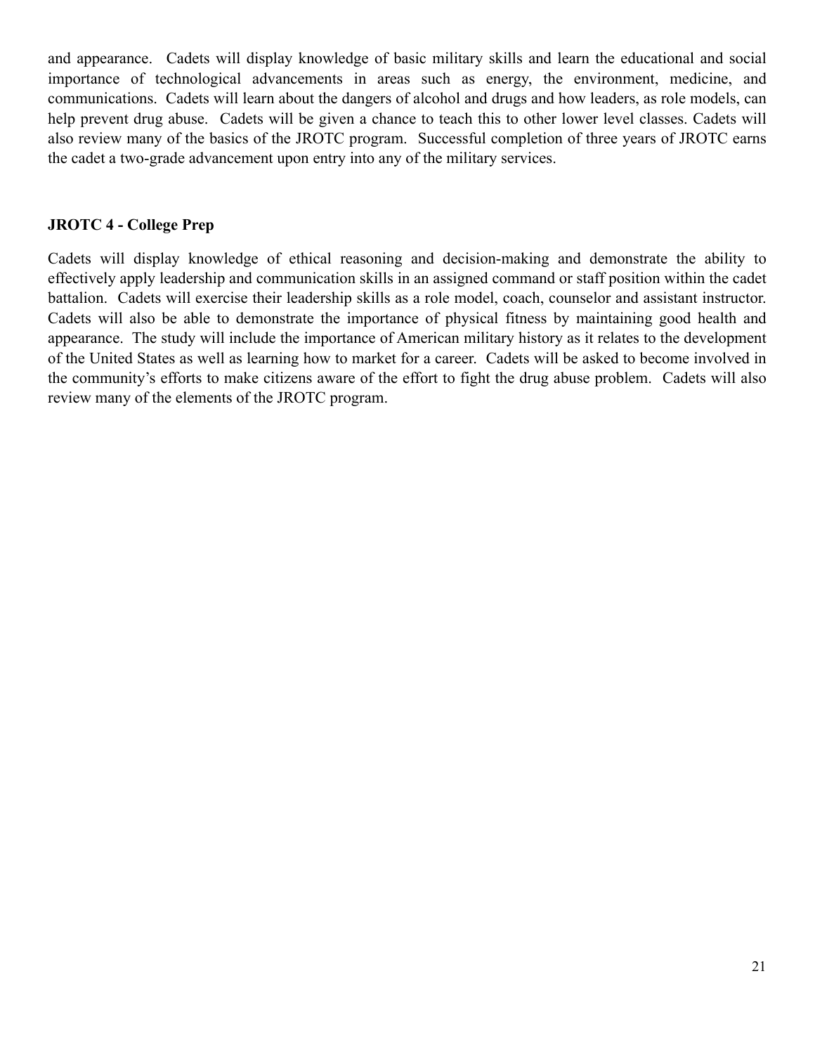and appearance. Cadets will display knowledge of basic military skills and learn the educational and social importance of technological advancements in areas such as energy, the environment, medicine, and communications. Cadets will learn about the dangers of alcohol and drugs and how leaders, as role models, can help prevent drug abuse. Cadets will be given a chance to teach this to other lower level classes. Cadets will also review many of the basics of the JROTC program. Successful completion of three years of JROTC earns the cadet a two-grade advancement upon entry into any of the military services.

**JROTC 4 - College Prep**

Cadets will display knowledge of ethical reasoning and decision-making and demonstrate the ability to effectively apply leadership and communication skills in an assigned command or staff position within the cadet battalion. Cadets will exercise their leadership skills as a role model, coach, counselor and assistant instructor. Cadets will also be able to demonstrate the importance of physical fitness by maintaining good health and appearance. The study will include the importance of American military history as it relates to the development of the United States as well as learning how to market for a career. Cadets will be asked to become involved in the community's efforts to make citizens aware of the effort to fight the drug abuse problem. Cadets will also review many of the elements of the JROTC program.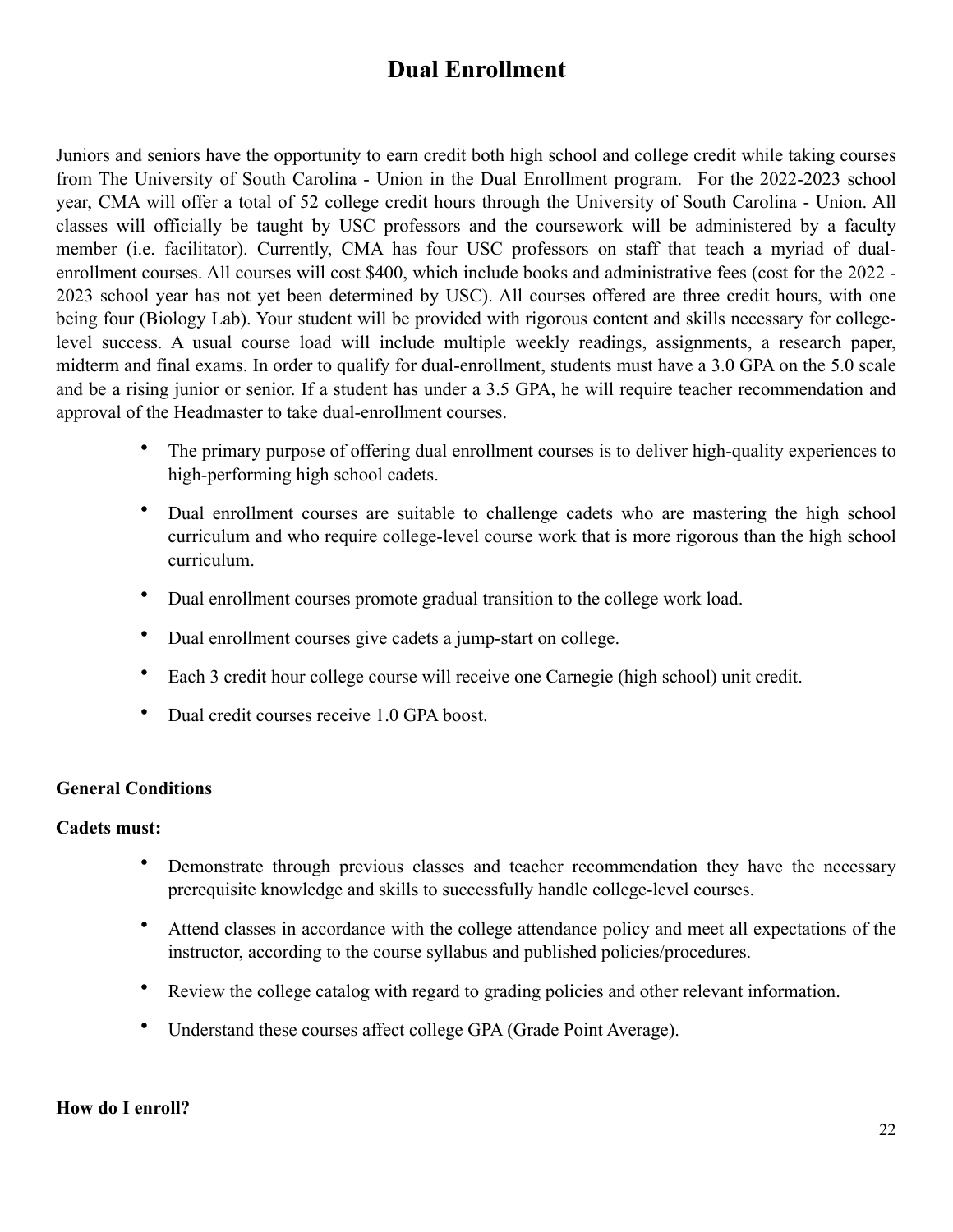# Dual Enrollment

Juniors and seniors have the opportunity to earn credit both high school and college credit while taking courses from The University of South Carolina - Union in the Dual Enrollment program. For the 2022-2023 school year, CMA will offer a total of 52 college credit hours through the University of South Carolina - Union. All classes will officially be taught by USC professors and the coursework will be administered by a faculty member (i.e. facilitator). Currently, CMA has four USC professors on staff that teach a myriad of dual-enrollment courses. All courses will cost $400, which include books and administrative fees (cost for the 2022 - 2023 school year has not yet been determined by USC). All courses offered are three credit hours, with one being four (Biology Lab). Your student will be provided with rigorous content and skills necessary for college-level success. A usual course load will include multiple weekly readings, assignments, a research paper, midterm and final exams. In order to qualify for dual-enrollment, students must have a 3.0 GPA on the 5.0 scale and be a rising junior or senior. If a student has under a 3.5 GPA, he will require teacher recommendation and approval of the Headmaster to take dual-enrollment courses.

- The primary purpose of offering dual enrollment courses is to deliver high-quality experiences to high-performing high school cadets.
- Dual enrollment courses are suitable to challenge cadets who are mastering the high school curriculum and who require college-level course work that is more rigorous than the high school curriculum.
- Dual enrollment courses promote gradual transition to the college work load.
- Dual enrollment courses give cadets a jump-start on college.
- Each 3 credit hour college course will receive one Carnegie (high school) unit credit.
- Dual credit courses receive 1.0 GPA boost.

**General Conditions**

**Cadets must:**

- Demonstrate through previous classes and teacher recommendation they have the necessary prerequisite knowledge and skills to successfully handle college-level courses.
- Attend classes in accordance with the college attendance policy and meet all expectations of the instructor, according to the course syllabus and published policies/procedures.
- Review the college catalog with regard to grading policies and other relevant information.
- Understand these courses affect college GPA (Grade Point Average).

**How do I enroll?**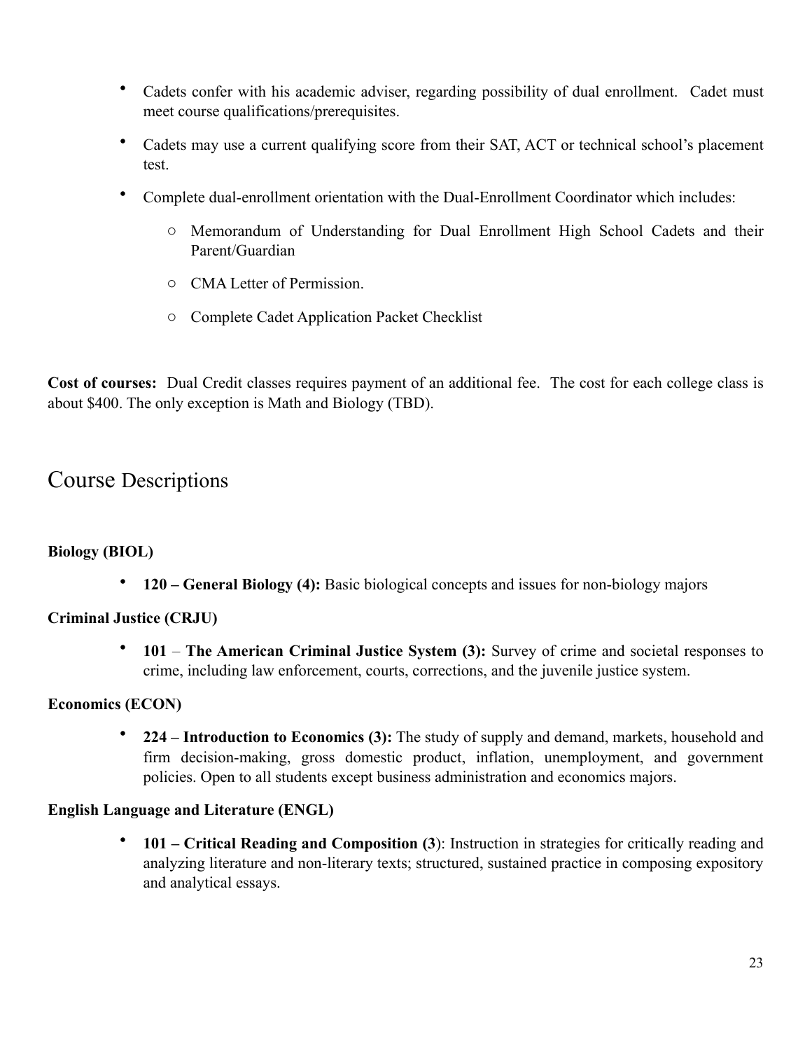- Cadets confer with his academic adviser, regarding possibility of dual enrollment. Cadet must meet course qualifications/prerequisites.
- Cadets may use a current qualifying score from their SAT, ACT or technical school's placement test.
- Complete dual-enrollment orientation with the Dual-Enrollment Coordinator which includes:
  - Memorandum of Understanding for Dual Enrollment High School Cadets and their Parent/Guardian
  - CMA Letter of Permission.
  - Complete Cadet Application Packet Checklist

**Cost of courses:** Dual Credit classes requires payment of an additional fee. The cost for each college class is about $400. The only exception is Math and Biology (TBD).

## Course Descriptions

**Biology (BIOL)**

- **120 – General Biology (4):** Basic biological concepts and issues for non-biology majors

**Criminal Justice (CRJU)**

- **101** – **The American Criminal Justice System (3):** Survey of crime and societal responses to crime, including law enforcement, courts, corrections, and the juvenile justice system.

**Economics (ECON)**

- **224 – Introduction to Economics (3):** The study of supply and demand, markets, household and firm decision-making, gross domestic product, inflation, unemployment, and government policies. Open to all students except business administration and economics majors.

**English Language and Literature (ENGL)**

- **101 – Critical Reading and Composition (3**): Instruction in strategies for critically reading and analyzing literature and non-literary texts; structured, sustained practice in composing expository and analytical essays.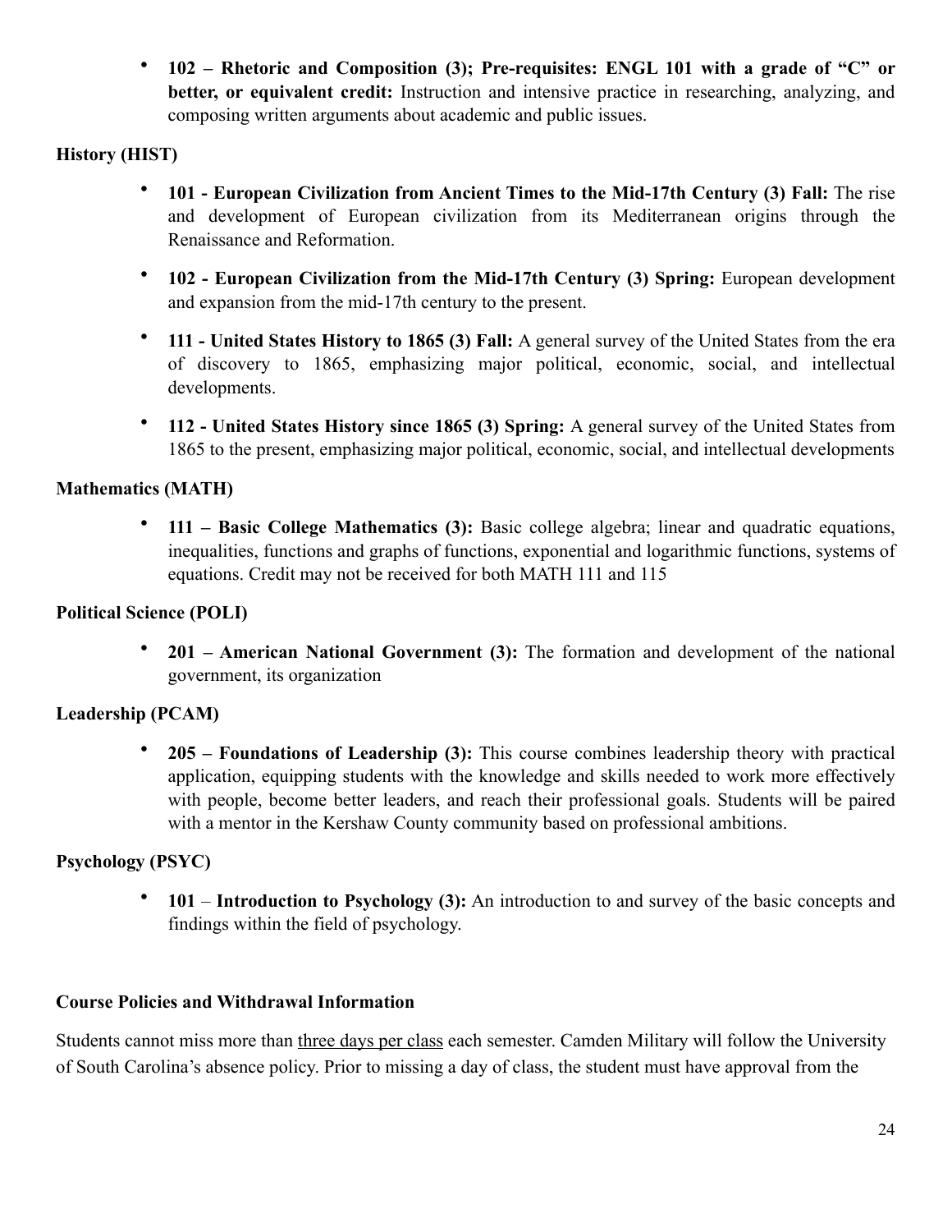- **102 – Rhetoric and Composition (3); Pre-requisites: ENGL 101 with a grade of "C" or better, or equivalent credit:** Instruction and intensive practice in researching, analyzing, and composing written arguments about academic and public issues.

**History (HIST)**

- **101 - European Civilization from Ancient Times to the Mid-17th Century (3) Fall:** The rise and development of European civilization from its Mediterranean origins through the Renaissance and Reformation.
- **102 - European Civilization from the Mid-17th Century (3) Spring:** European development and expansion from the mid-17th century to the present.
- **111 - United States History to 1865 (3) Fall:** A general survey of the United States from the era of discovery to 1865, emphasizing major political, economic, social, and intellectual developments.
- **112 - United States History since 1865 (3) Spring:** A general survey of the United States from 1865 to the present, emphasizing major political, economic, social, and intellectual developments

**Mathematics (MATH)**

- **111 – Basic College Mathematics (3):** Basic college algebra; linear and quadratic equations, inequalities, functions and graphs of functions, exponential and logarithmic functions, systems of equations. Credit may not be received for both MATH 111 and 115

**Political Science (POLI)**

- **201 – American National Government (3):** The formation and development of the national government, its organization

**Leadership (PCAM)**

- **205 – Foundations of Leadership (3):** This course combines leadership theory with practical application, equipping students with the knowledge and skills needed to work more effectively with people, become better leaders, and reach their professional goals. Students will be paired with a mentor in the Kershaw County community based on professional ambitions.

**Psychology (PSYC)**

- **101** – **Introduction to Psychology (3):** An introduction to and survey of the basic concepts and findings within the field of psychology.

**Course Policies and Withdrawal Information**

Students cannot miss more than <u>three days per class</u> each semester. Camden Military will follow the University of South Carolina's absence policy. Prior to missing a day of class, the student must have approval from the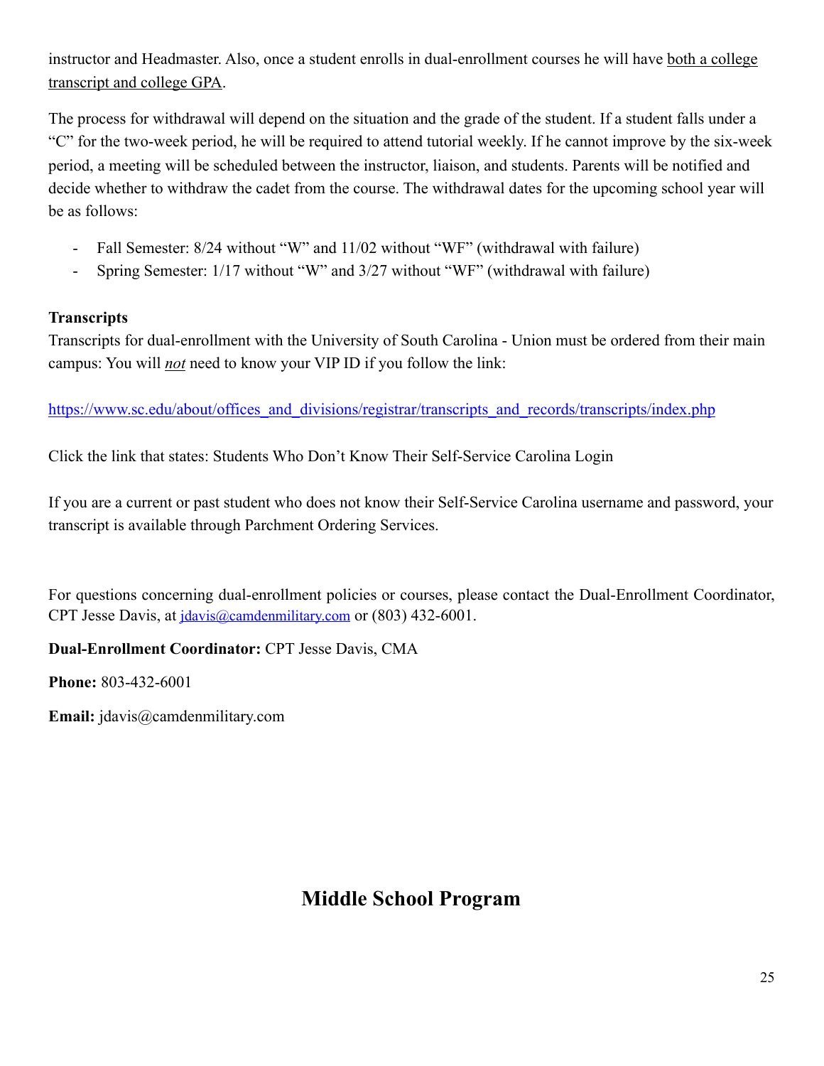instructor and Headmaster. Also, once a student enrolls in dual-enrollment courses he will have <u>both a college transcript and college GPA</u>.

The process for withdrawal will depend on the situation and the grade of the student. If a student falls under a "C" for the two-week period, he will be required to attend tutorial weekly. If he cannot improve by the six-week period, a meeting will be scheduled between the instructor, liaison, and students. Parents will be notified and decide whether to withdraw the cadet from the course. The withdrawal dates for the upcoming school year will be as follows:

- Fall Semester: 8/24 without "W" and 11/02 without "WF" (withdrawal with failure)
- Spring Semester: 1/17 without "W" and 3/27 without "WF" (withdrawal with failure)

**Transcripts**

Transcripts for dual-enrollment with the University of South Carolina - Union must be ordered from their main campus: You will ***not*** need to know your VIP ID if you follow the link:

https://www.sc.edu/about/offices_and_divisions/registrar/transcripts_and_records/transcripts/index.php

Click the link that states: Students Who Don't Know Their Self-Service Carolina Login

If you are a current or past student who does not know their Self-Service Carolina username and password, your transcript is available through Parchment Ordering Services.

For questions concerning dual-enrollment policies or courses, please contact the Dual-Enrollment Coordinator, CPT Jesse Davis, at jdavis@camdenmilitary.com or (803) 432-6001.

**Dual-Enrollment Coordinator:** CPT Jesse Davis, CMA

**Phone:** 803-432-6001

**Email:** jdavis@camdenmilitary.com

## Middle School Program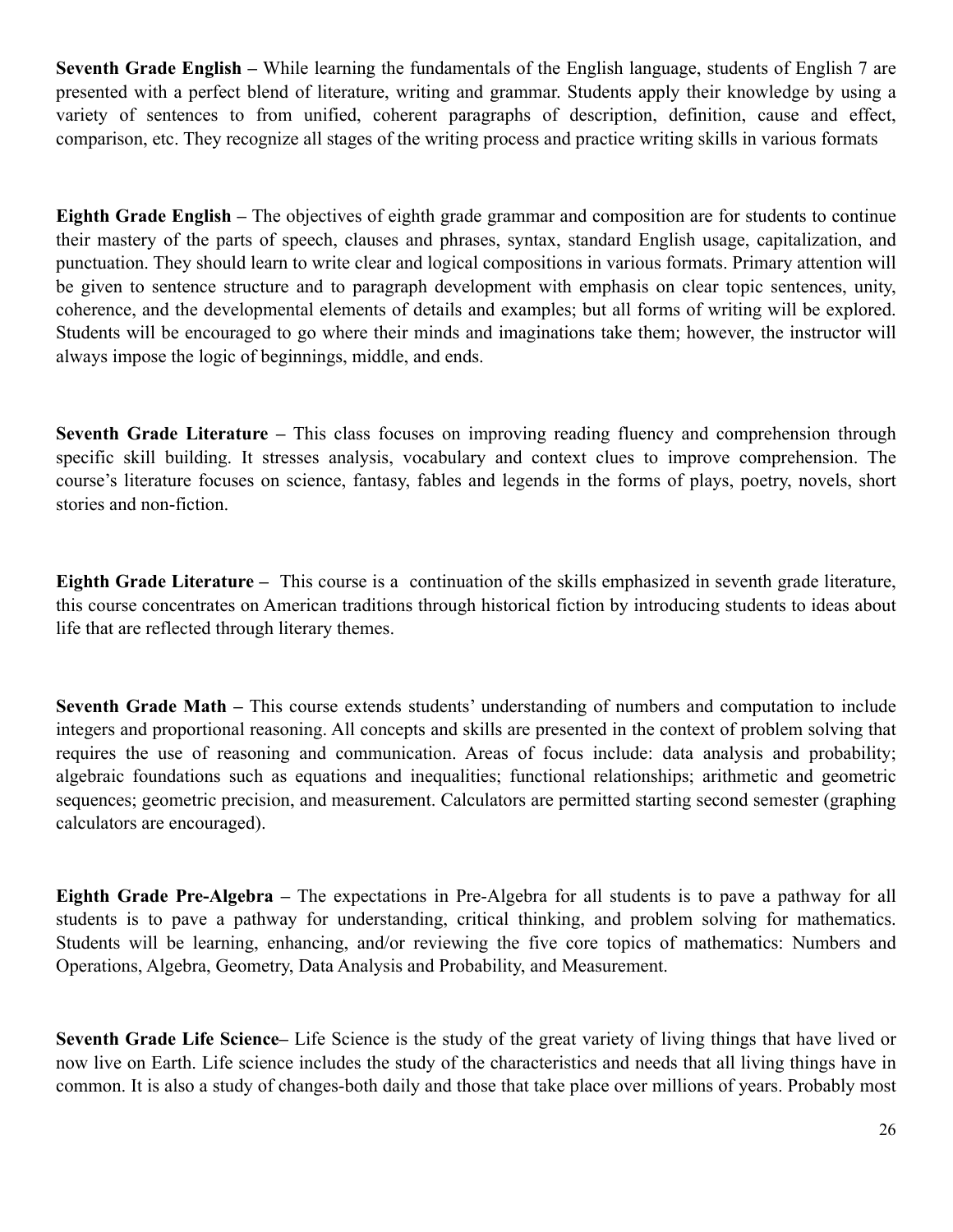**Seventh Grade English –** While learning the fundamentals of the English language, students of English 7 are presented with a perfect blend of literature, writing and grammar. Students apply their knowledge by using a variety of sentences to from unified, coherent paragraphs of description, definition, cause and effect, comparison, etc. They recognize all stages of the writing process and practice writing skills in various formats

**Eighth Grade English –** The objectives of eighth grade grammar and composition are for students to continue their mastery of the parts of speech, clauses and phrases, syntax, standard English usage, capitalization, and punctuation. They should learn to write clear and logical compositions in various formats. Primary attention will be given to sentence structure and to paragraph development with emphasis on clear topic sentences, unity, coherence, and the developmental elements of details and examples; but all forms of writing will be explored. Students will be encouraged to go where their minds and imaginations take them; however, the instructor will always impose the logic of beginnings, middle, and ends.

**Seventh Grade Literature –** This class focuses on improving reading fluency and comprehension through specific skill building. It stresses analysis, vocabulary and context clues to improve comprehension. The course's literature focuses on science, fantasy, fables and legends in the forms of plays, poetry, novels, short stories and non-fiction.

**Eighth Grade Literature –** This course is a continuation of the skills emphasized in seventh grade literature, this course concentrates on American traditions through historical fiction by introducing students to ideas about life that are reflected through literary themes.

**Seventh Grade Math –** This course extends students' understanding of numbers and computation to include integers and proportional reasoning. All concepts and skills are presented in the context of problem solving that requires the use of reasoning and communication. Areas of focus include: data analysis and probability; algebraic foundations such as equations and inequalities; functional relationships; arithmetic and geometric sequences; geometric precision, and measurement. Calculators are permitted starting second semester (graphing calculators are encouraged).

**Eighth Grade Pre-Algebra –** The expectations in Pre-Algebra for all students is to pave a pathway for all students is to pave a pathway for understanding, critical thinking, and problem solving for mathematics. Students will be learning, enhancing, and/or reviewing the five core topics of mathematics: Numbers and Operations, Algebra, Geometry, Data Analysis and Probability, and Measurement.

**Seventh Grade Life Science–** Life Science is the study of the great variety of living things that have lived or now live on Earth. Life science includes the study of the characteristics and needs that all living things have in common. It is also a study of changes-both daily and those that take place over millions of years. Probably most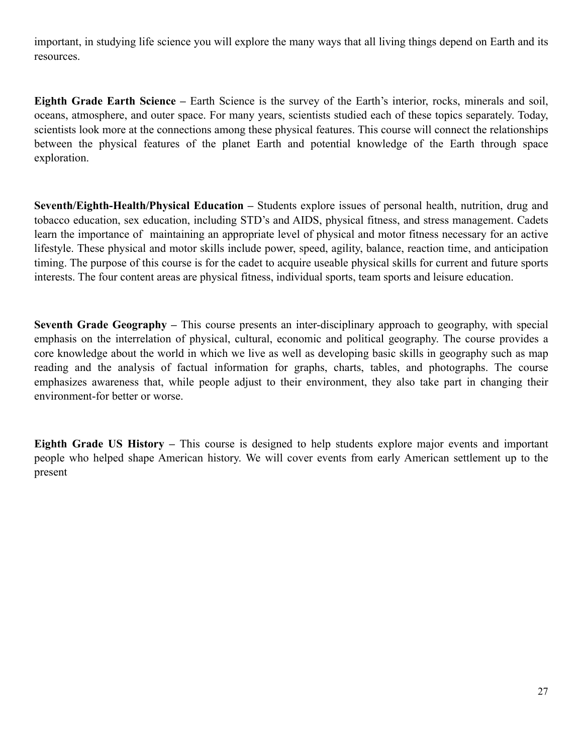important, in studying life science you will explore the many ways that all living things depend on Earth and its resources.

**Eighth Grade Earth Science –** Earth Science is the survey of the Earth's interior, rocks, minerals and soil, oceans, atmosphere, and outer space. For many years, scientists studied each of these topics separately. Today, scientists look more at the connections among these physical features. This course will connect the relationships between the physical features of the planet Earth and potential knowledge of the Earth through space exploration.

**Seventh/Eighth-Health/Physical Education –** Students explore issues of personal health, nutrition, drug and tobacco education, sex education, including STD's and AIDS, physical fitness, and stress management. Cadets learn the importance of maintaining an appropriate level of physical and motor fitness necessary for an active lifestyle. These physical and motor skills include power, speed, agility, balance, reaction time, and anticipation timing. The purpose of this course is for the cadet to acquire useable physical skills for current and future sports interests. The four content areas are physical fitness, individual sports, team sports and leisure education.

**Seventh Grade Geography –** This course presents an inter-disciplinary approach to geography, with special emphasis on the interrelation of physical, cultural, economic and political geography. The course provides a core knowledge about the world in which we live as well as developing basic skills in geography such as map reading and the analysis of factual information for graphs, charts, tables, and photographs. The course emphasizes awareness that, while people adjust to their environment, they also take part in changing their environment-for better or worse.

**Eighth Grade US History –** This course is designed to help students explore major events and important people who helped shape American history. We will cover events from early American settlement up to the present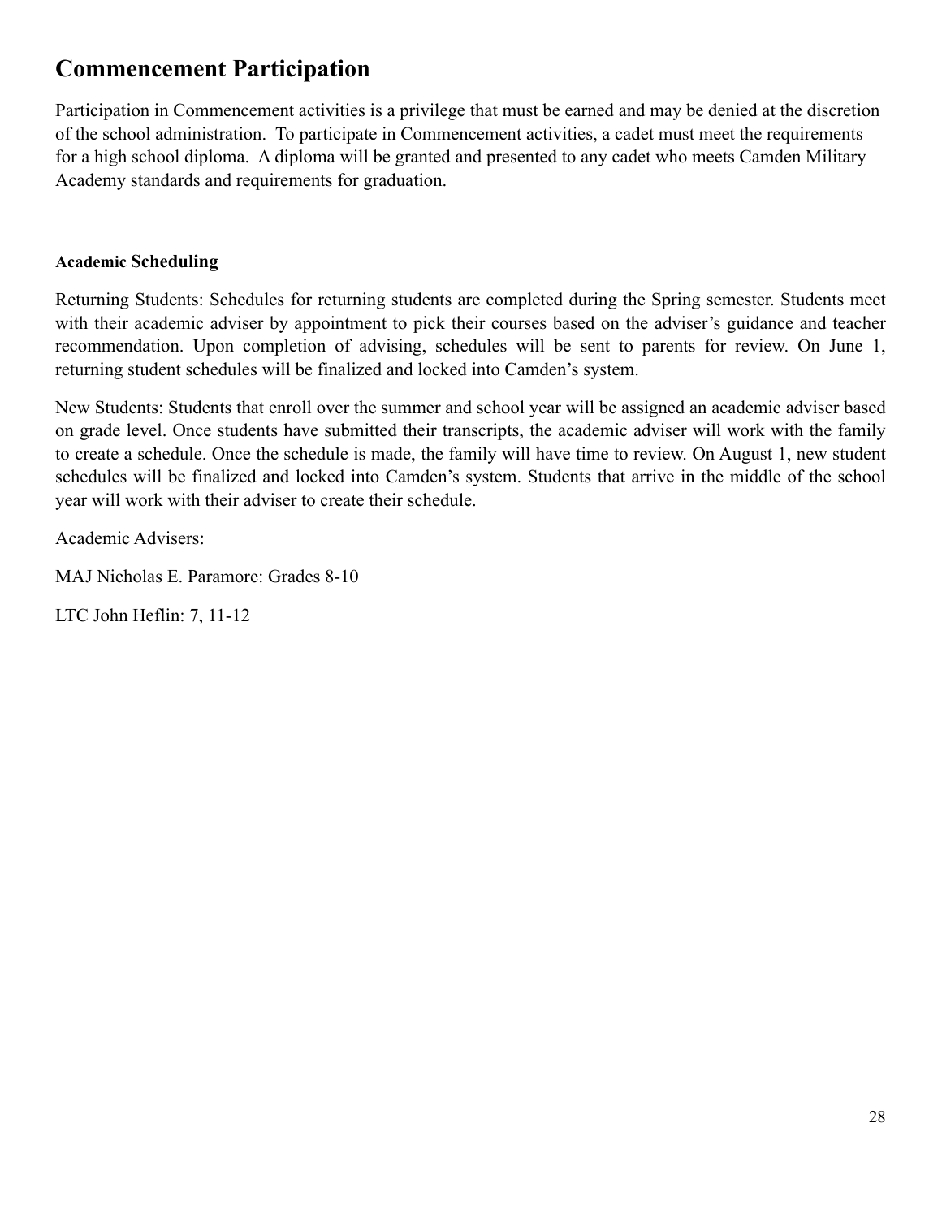## Commencement Participation

Participation in Commencement activities is a privilege that must be earned and may be denied at the discretion of the school administration. To participate in Commencement activities, a cadet must meet the requirements for a high school diploma. A diploma will be granted and presented to any cadet who meets Camden Military Academy standards and requirements for graduation.

#### Academic Scheduling

Returning Students: Schedules for returning students are completed during the Spring semester. Students meet with their academic adviser by appointment to pick their courses based on the adviser's guidance and teacher recommendation. Upon completion of advising, schedules will be sent to parents for review. On June 1, returning student schedules will be finalized and locked into Camden's system.

New Students: Students that enroll over the summer and school year will be assigned an academic adviser based on grade level. Once students have submitted their transcripts, the academic adviser will work with the family to create a schedule. Once the schedule is made, the family will have time to review. On August 1, new student schedules will be finalized and locked into Camden's system. Students that arrive in the middle of the school year will work with their adviser to create their schedule.

Academic Advisers:

MAJ Nicholas E. Paramore: Grades 8-10

LTC John Heflin: 7, 11-12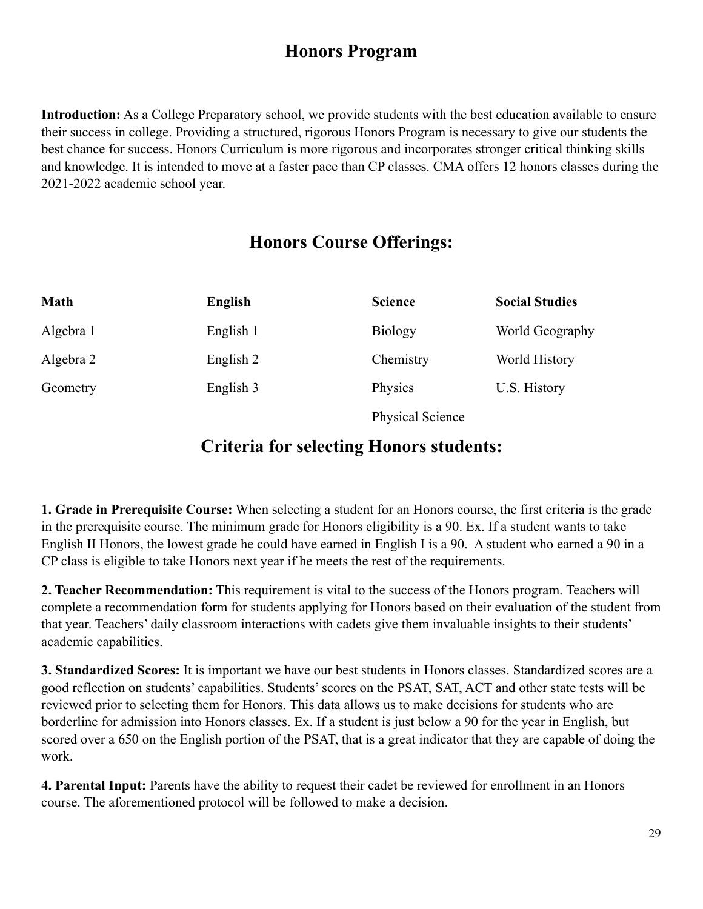# Honors Program

**Introduction:** As a College Preparatory school, we provide students with the best education available to ensure their success in college. Providing a structured, rigorous Honors Program is necessary to give our students the best chance for success. Honors Curriculum is more rigorous and incorporates stronger critical thinking skills and knowledge. It is intended to move at a faster pace than CP classes. CMA offers 12 honors classes during the 2021-2022 academic school year.

## Honors Course Offerings:

| **Math** | **English** | **Science** | **Social Studies** |
|---|---|---|---|
| Algebra 1 | English 1 | Biology | World Geography |
| Algebra 2 | English 2 | Chemistry | World History |
| Geometry | English 3 | Physics | U.S. History |
| | | Physical Science | |

## Criteria for selecting Honors students:

**1. Grade in Prerequisite Course:** When selecting a student for an Honors course, the first criteria is the grade in the prerequisite course. The minimum grade for Honors eligibility is a 90. Ex. If a student wants to take English II Honors, the lowest grade he could have earned in English I is a 90. A student who earned a 90 in a CP class is eligible to take Honors next year if he meets the rest of the requirements.

**2. Teacher Recommendation:** This requirement is vital to the success of the Honors program. Teachers will complete a recommendation form for students applying for Honors based on their evaluation of the student from that year. Teachers' daily classroom interactions with cadets give them invaluable insights to their students' academic capabilities.

**3. Standardized Scores:** It is important we have our best students in Honors classes. Standardized scores are a good reflection on students' capabilities. Students' scores on the PSAT, SAT, ACT and other state tests will be reviewed prior to selecting them for Honors. This data allows us to make decisions for students who are borderline for admission into Honors classes. Ex. If a student is just below a 90 for the year in English, but scored over a 650 on the English portion of the PSAT, that is a great indicator that they are capable of doing the work.

**4. Parental Input:** Parents have the ability to request their cadet be reviewed for enrollment in an Honors course. The aforementioned protocol will be followed to make a decision.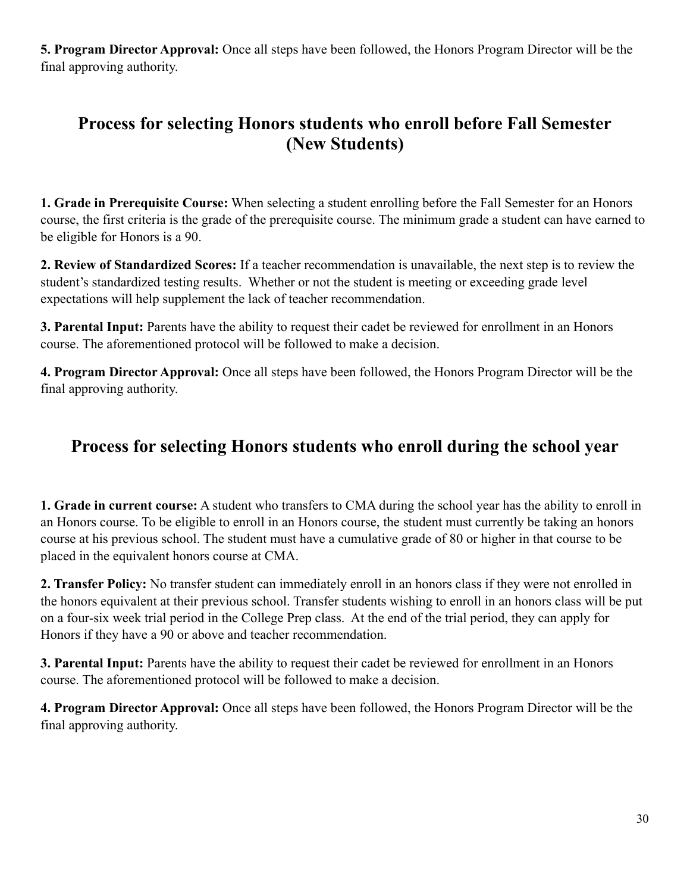**5. Program Director Approval:** Once all steps have been followed, the Honors Program Director will be the final approving authority.

## Process for selecting Honors students who enroll before Fall Semester (New Students)

**1. Grade in Prerequisite Course:** When selecting a student enrolling before the Fall Semester for an Honors course, the first criteria is the grade of the prerequisite course. The minimum grade a student can have earned to be eligible for Honors is a 90.

**2. Review of Standardized Scores:** If a teacher recommendation is unavailable, the next step is to review the student's standardized testing results. Whether or not the student is meeting or exceeding grade level expectations will help supplement the lack of teacher recommendation.

**3. Parental Input:** Parents have the ability to request their cadet be reviewed for enrollment in an Honors course. The aforementioned protocol will be followed to make a decision.

**4. Program Director Approval:** Once all steps have been followed, the Honors Program Director will be the final approving authority.

## Process for selecting Honors students who enroll during the school year

**1. Grade in current course:** A student who transfers to CMA during the school year has the ability to enroll in an Honors course. To be eligible to enroll in an Honors course, the student must currently be taking an honors course at his previous school. The student must have a cumulative grade of 80 or higher in that course to be placed in the equivalent honors course at CMA.

**2. Transfer Policy:** No transfer student can immediately enroll in an honors class if they were not enrolled in the honors equivalent at their previous school. Transfer students wishing to enroll in an honors class will be put on a four-six week trial period in the College Prep class. At the end of the trial period, they can apply for Honors if they have a 90 or above and teacher recommendation.

**3. Parental Input:** Parents have the ability to request their cadet be reviewed for enrollment in an Honors course. The aforementioned protocol will be followed to make a decision.

**4. Program Director Approval:** Once all steps have been followed, the Honors Program Director will be the final approving authority.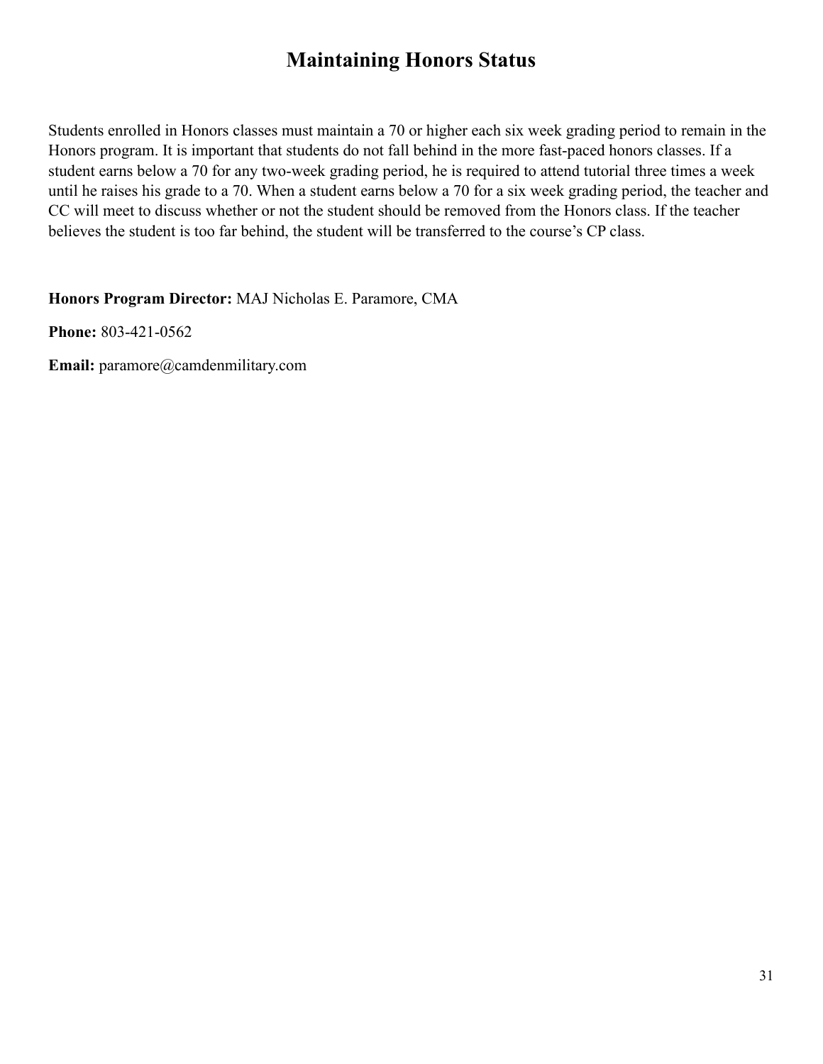# Maintaining Honors Status

Students enrolled in Honors classes must maintain a 70 or higher each six week grading period to remain in the Honors program. It is important that students do not fall behind in the more fast-paced honors classes. If a student earns below a 70 for any two-week grading period, he is required to attend tutorial three times a week until he raises his grade to a 70. When a student earns below a 70 for a six week grading period, the teacher and CC will meet to discuss whether or not the student should be removed from the Honors class. If the teacher believes the student is too far behind, the student will be transferred to the course's CP class.

**Honors Program Director:** MAJ Nicholas E. Paramore, CMA

**Phone:** 803-421-0562

**Email:** paramore@camdenmilitary.com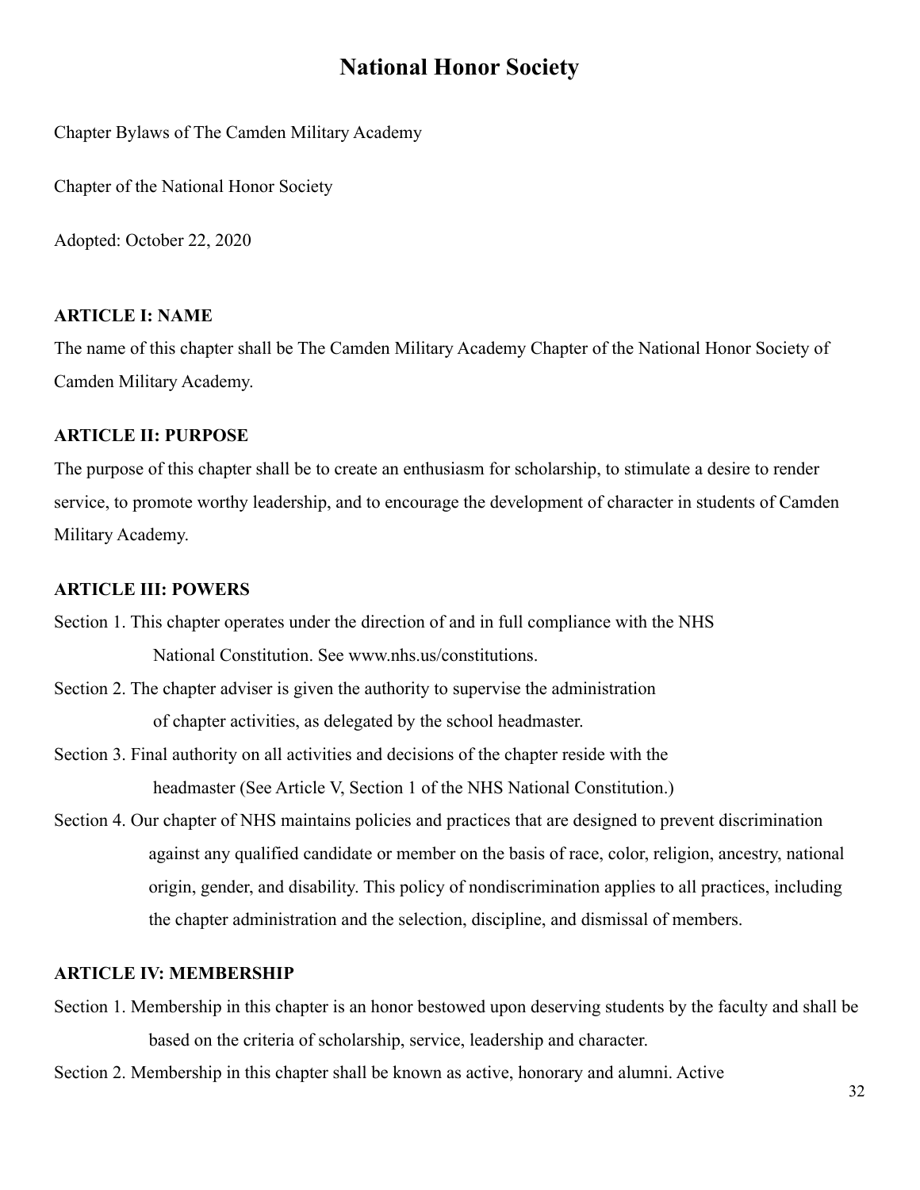# National Honor Society

Chapter Bylaws of The Camden Military Academy

Chapter of the National Honor Society

Adopted: October 22, 2020

**ARTICLE I: NAME**

The name of this chapter shall be The Camden Military Academy Chapter of the National Honor Society of Camden Military Academy.

**ARTICLE II: PURPOSE**

The purpose of this chapter shall be to create an enthusiasm for scholarship, to stimulate a desire to render service, to promote worthy leadership, and to encourage the development of character in students of Camden Military Academy.

**ARTICLE III: POWERS**

Section 1. This chapter operates under the direction of and in full compliance with the NHS National Constitution. See www.nhs.us/constitutions.

Section 2. The chapter adviser is given the authority to supervise the administration of chapter activities, as delegated by the school headmaster.

Section 3. Final authority on all activities and decisions of the chapter reside with the headmaster (See Article V, Section 1 of the NHS National Constitution.)

Section 4. Our chapter of NHS maintains policies and practices that are designed to prevent discrimination against any qualified candidate or member on the basis of race, color, religion, ancestry, national origin, gender, and disability. This policy of nondiscrimination applies to all practices, including the chapter administration and the selection, discipline, and dismissal of members.

**ARTICLE IV: MEMBERSHIP**

Section 1. Membership in this chapter is an honor bestowed upon deserving students by the faculty and shall be based on the criteria of scholarship, service, leadership and character.

Section 2. Membership in this chapter shall be known as active, honorary and alumni. Active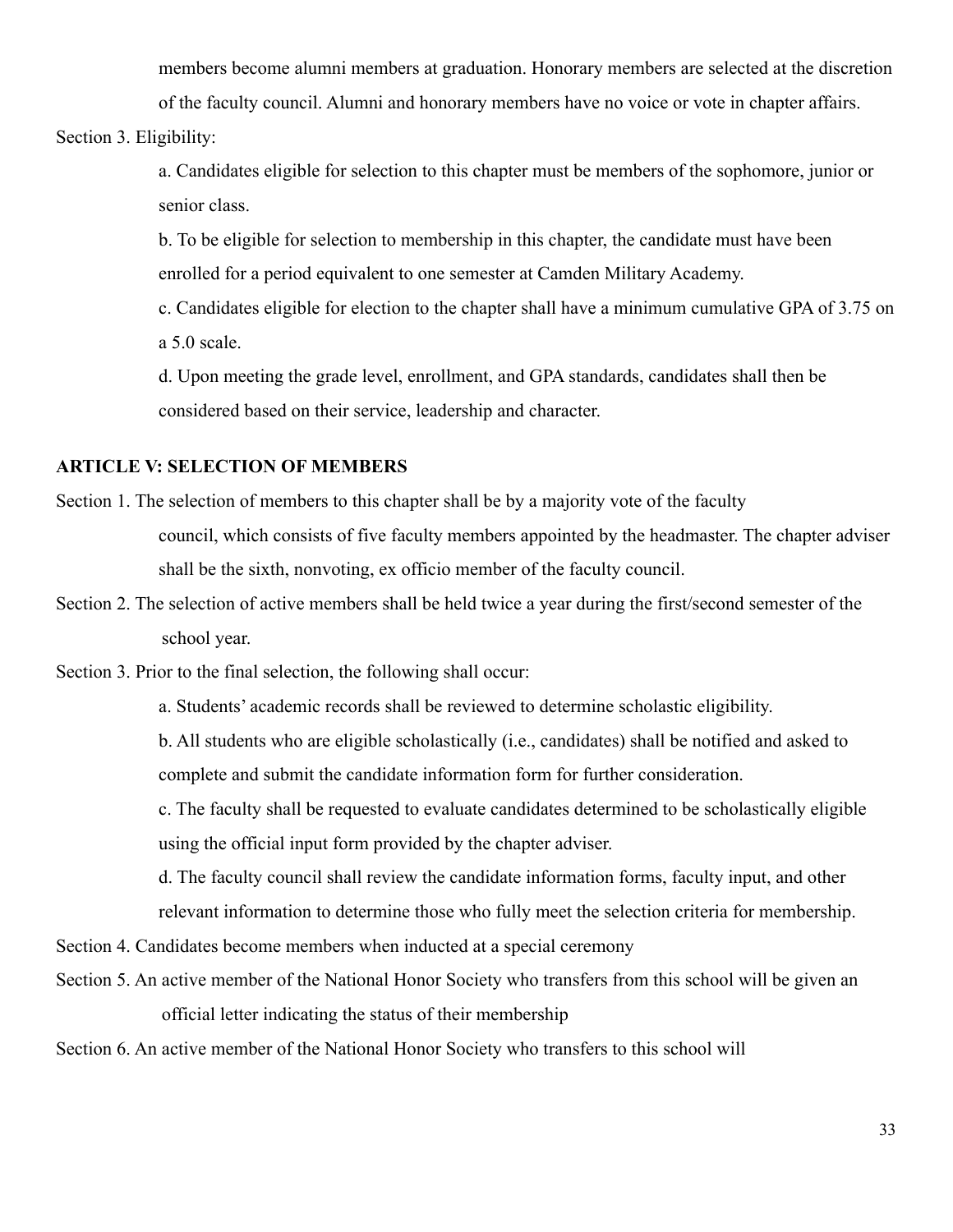members become alumni members at graduation. Honorary members are selected at the discretion of the faculty council. Alumni and honorary members have no voice or vote in chapter affairs.

Section 3. Eligibility:

a. Candidates eligible for selection to this chapter must be members of the sophomore, junior or senior class.

b. To be eligible for selection to membership in this chapter, the candidate must have been enrolled for a period equivalent to one semester at Camden Military Academy.

c. Candidates eligible for election to the chapter shall have a minimum cumulative GPA of 3.75 on a 5.0 scale.

d. Upon meeting the grade level, enrollment, and GPA standards, candidates shall then be considered based on their service, leadership and character.

**ARTICLE V: SELECTION OF MEMBERS**

Section 1. The selection of members to this chapter shall be by a majority vote of the faculty council, which consists of five faculty members appointed by the headmaster. The chapter adviser shall be the sixth, nonvoting, ex officio member of the faculty council.

Section 2. The selection of active members shall be held twice a year during the first/second semester of the school year.

Section 3. Prior to the final selection, the following shall occur:

a. Students' academic records shall be reviewed to determine scholastic eligibility.

b. All students who are eligible scholastically (i.e., candidates) shall be notified and asked to complete and submit the candidate information form for further consideration.

c. The faculty shall be requested to evaluate candidates determined to be scholastically eligible using the official input form provided by the chapter adviser.

d. The faculty council shall review the candidate information forms, faculty input, and other relevant information to determine those who fully meet the selection criteria for membership.

Section 4. Candidates become members when inducted at a special ceremony

Section 5. An active member of the National Honor Society who transfers from this school will be given an official letter indicating the status of their membership

Section 6. An active member of the National Honor Society who transfers to this school will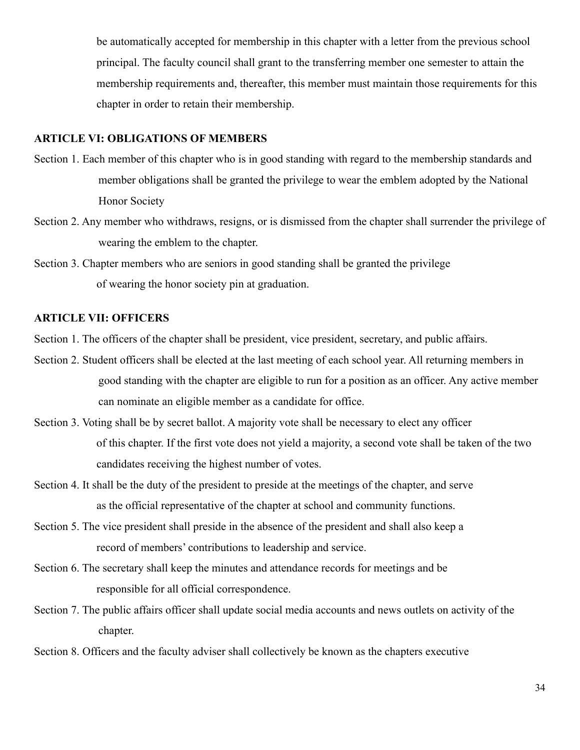be automatically accepted for membership in this chapter with a letter from the previous school principal. The faculty council shall grant to the transferring member one semester to attain the membership requirements and, thereafter, this member must maintain those requirements for this chapter in order to retain their membership.

**ARTICLE VI: OBLIGATIONS OF MEMBERS**

Section 1. Each member of this chapter who is in good standing with regard to the membership standards and member obligations shall be granted the privilege to wear the emblem adopted by the National Honor Society

Section 2. Any member who withdraws, resigns, or is dismissed from the chapter shall surrender the privilege of wearing the emblem to the chapter.

Section 3. Chapter members who are seniors in good standing shall be granted the privilege of wearing the honor society pin at graduation.

**ARTICLE VII: OFFICERS**

Section 1. The officers of the chapter shall be president, vice president, secretary, and public affairs.

Section 2. Student officers shall be elected at the last meeting of each school year. All returning members in good standing with the chapter are eligible to run for a position as an officer. Any active member can nominate an eligible member as a candidate for office.

Section 3. Voting shall be by secret ballot. A majority vote shall be necessary to elect any officer of this chapter. If the first vote does not yield a majority, a second vote shall be taken of the two candidates receiving the highest number of votes.

Section 4. It shall be the duty of the president to preside at the meetings of the chapter, and serve as the official representative of the chapter at school and community functions.

Section 5. The vice president shall preside in the absence of the president and shall also keep a record of members' contributions to leadership and service.

Section 6. The secretary shall keep the minutes and attendance records for meetings and be responsible for all official correspondence.

Section 7. The public affairs officer shall update social media accounts and news outlets on activity of the chapter.

Section 8. Officers and the faculty adviser shall collectively be known as the chapters executive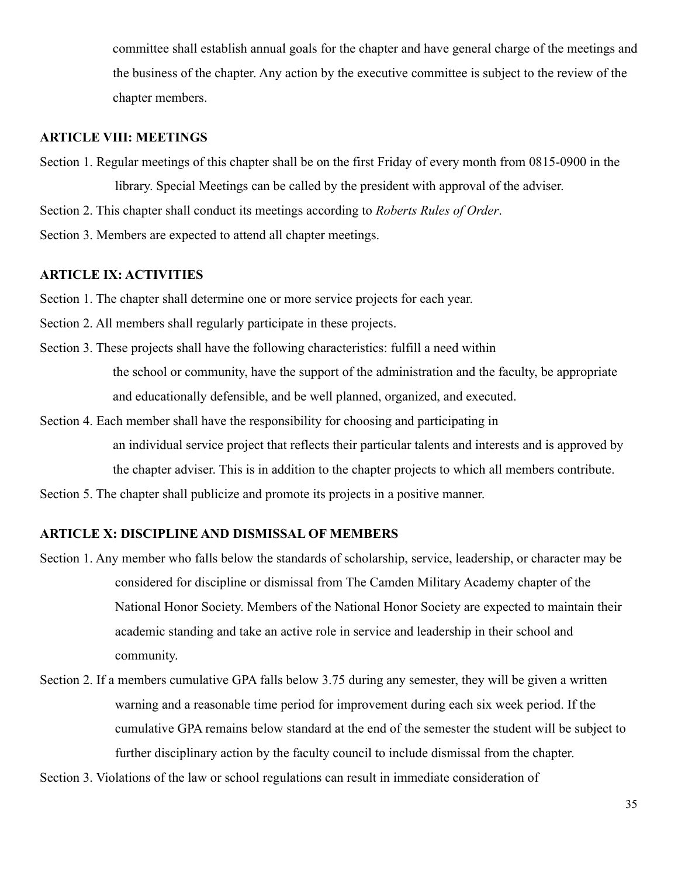committee shall establish annual goals for the chapter and have general charge of the meetings and the business of the chapter. Any action by the executive committee is subject to the review of the chapter members.

**ARTICLE VIII: MEETINGS**

Section 1. Regular meetings of this chapter shall be on the first Friday of every month from 0815-0900 in the library. Special Meetings can be called by the president with approval of the adviser.

Section 2. This chapter shall conduct its meetings according to *Roberts Rules of Order*.

Section 3. Members are expected to attend all chapter meetings.

**ARTICLE IX: ACTIVITIES**

Section 1. The chapter shall determine one or more service projects for each year.

Section 2. All members shall regularly participate in these projects.

Section 3. These projects shall have the following characteristics: fulfill a need within the school or community, have the support of the administration and the faculty, be appropriate and educationally defensible, and be well planned, organized, and executed.

Section 4. Each member shall have the responsibility for choosing and participating in an individual service project that reflects their particular talents and interests and is approved by the chapter adviser. This is in addition to the chapter projects to which all members contribute.

Section 5. The chapter shall publicize and promote its projects in a positive manner.

**ARTICLE X: DISCIPLINE AND DISMISSAL OF MEMBERS**

Section 1. Any member who falls below the standards of scholarship, service, leadership, or character may be considered for discipline or dismissal from The Camden Military Academy chapter of the National Honor Society. Members of the National Honor Society are expected to maintain their academic standing and take an active role in service and leadership in their school and community.

Section 2. If a members cumulative GPA falls below 3.75 during any semester, they will be given a written warning and a reasonable time period for improvement during each six week period. If the cumulative GPA remains below standard at the end of the semester the student will be subject to further disciplinary action by the faculty council to include dismissal from the chapter.

Section 3. Violations of the law or school regulations can result in immediate consideration of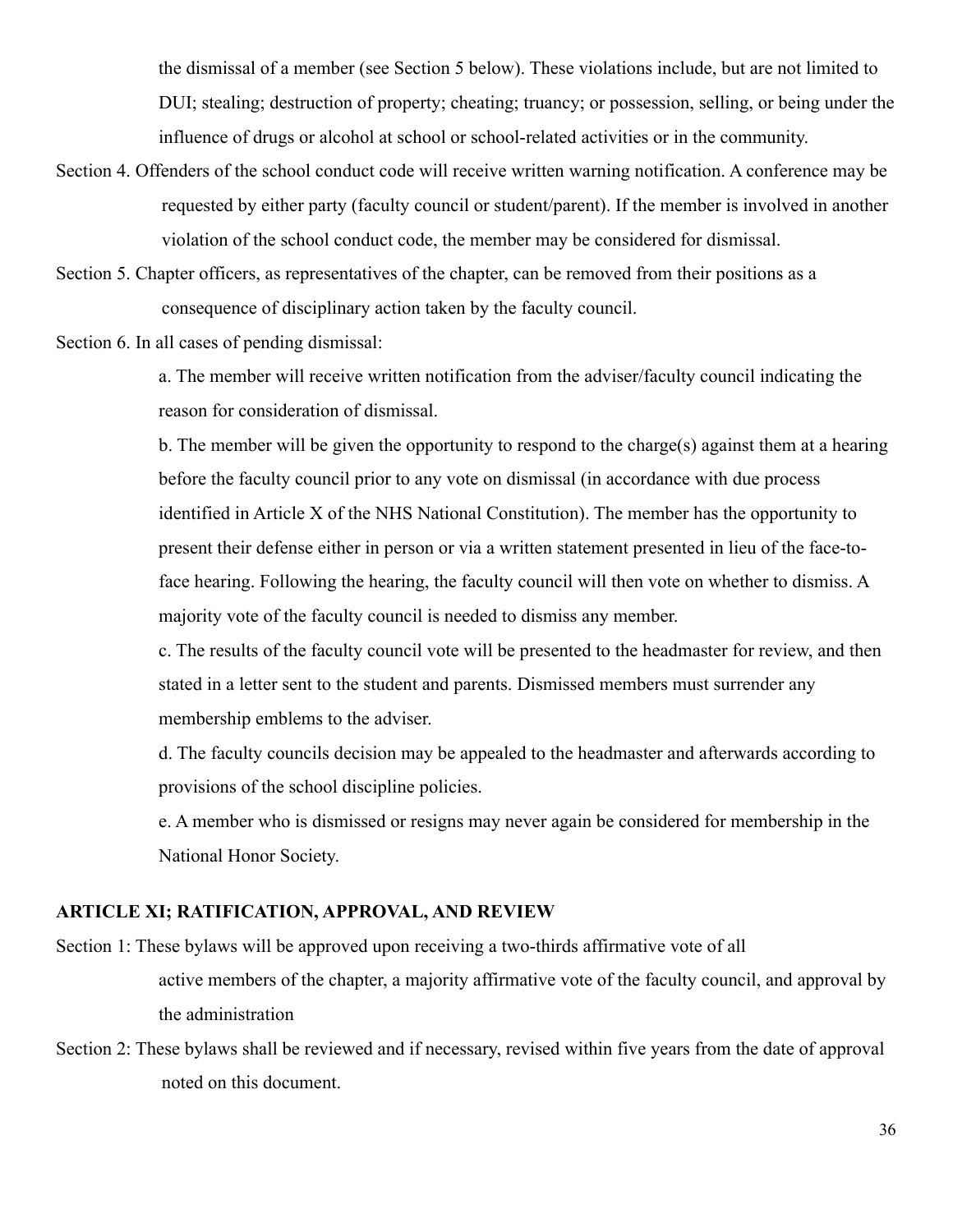the dismissal of a member (see Section 5 below). These violations include, but are not limited to DUI; stealing; destruction of property; cheating; truancy; or possession, selling, or being under the influence of drugs or alcohol at school or school-related activities or in the community.

Section 4. Offenders of the school conduct code will receive written warning notification. A conference may be requested by either party (faculty council or student/parent). If the member is involved in another violation of the school conduct code, the member may be considered for dismissal.

Section 5. Chapter officers, as representatives of the chapter, can be removed from their positions as a consequence of disciplinary action taken by the faculty council.

Section 6. In all cases of pending dismissal:

a. The member will receive written notification from the adviser/faculty council indicating the reason for consideration of dismissal.

b. The member will be given the opportunity to respond to the charge(s) against them at a hearing before the faculty council prior to any vote on dismissal (in accordance with due process identified in Article X of the NHS National Constitution). The member has the opportunity to present their defense either in person or via a written statement presented in lieu of the face-to-face hearing. Following the hearing, the faculty council will then vote on whether to dismiss. A majority vote of the faculty council is needed to dismiss any member.

c. The results of the faculty council vote will be presented to the headmaster for review, and then stated in a letter sent to the student and parents. Dismissed members must surrender any membership emblems to the adviser.

d. The faculty councils decision may be appealed to the headmaster and afterwards according to provisions of the school discipline policies.

e. A member who is dismissed or resigns may never again be considered for membership in the National Honor Society.

**ARTICLE XI; RATIFICATION, APPROVAL, AND REVIEW**

Section 1: These bylaws will be approved upon receiving a two-thirds affirmative vote of all active members of the chapter, a majority affirmative vote of the faculty council, and approval by the administration

Section 2: These bylaws shall be reviewed and if necessary, revised within five years from the date of approval noted on this document.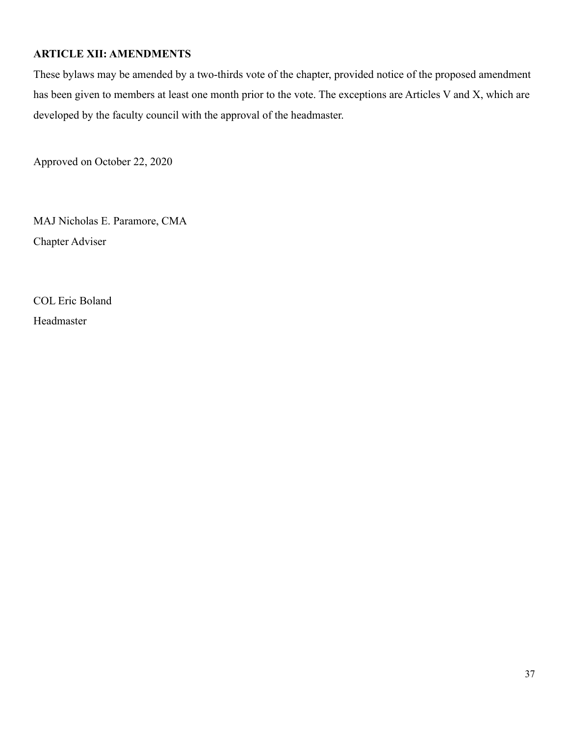## ARTICLE XII: AMENDMENTS

These bylaws may be amended by a two-thirds vote of the chapter, provided notice of the proposed amendment has been given to members at least one month prior to the vote. The exceptions are Articles V and X, which are developed by the faculty council with the approval of the headmaster.

Approved on October 22, 2020

MAJ Nicholas E. Paramore, CMA
Chapter Adviser

COL Eric Boland
Headmaster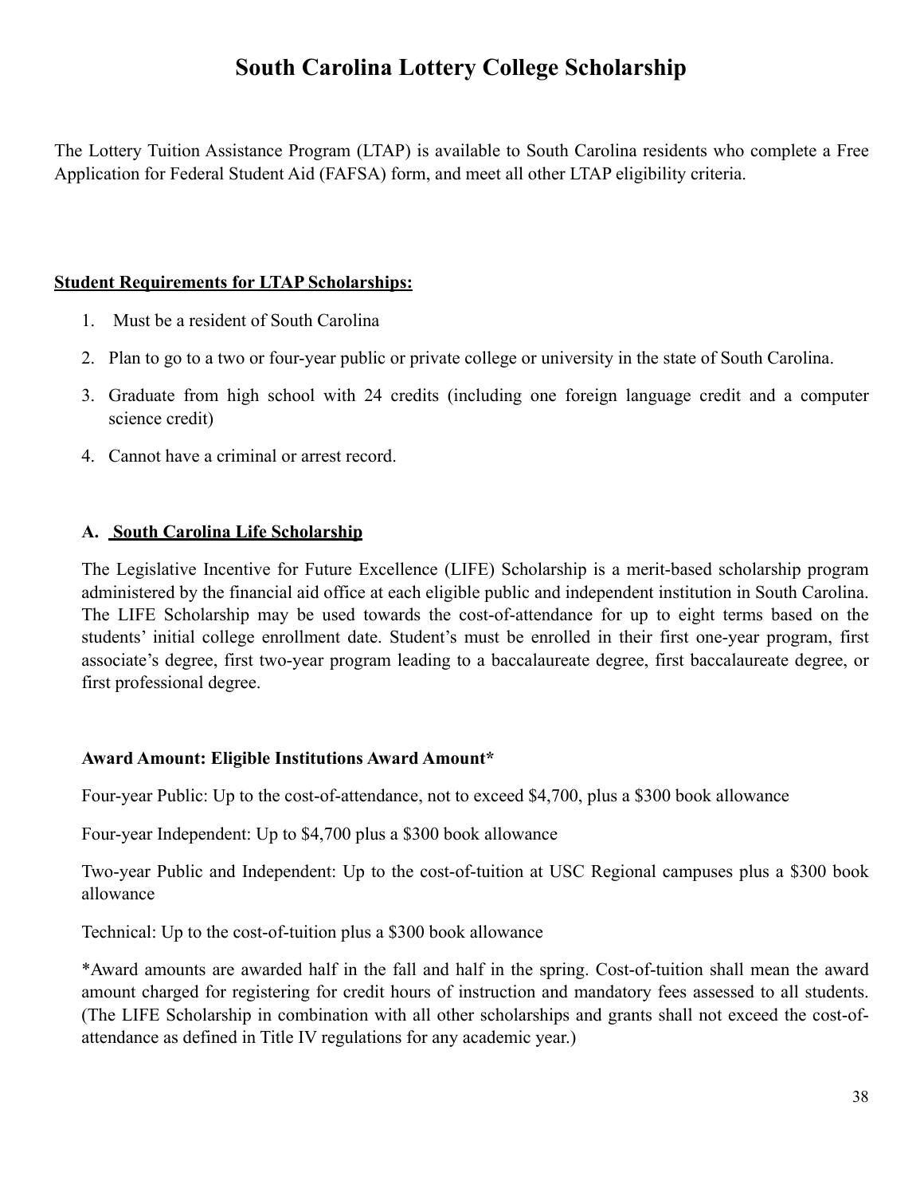# South Carolina Lottery College Scholarship

The Lottery Tuition Assistance Program (LTAP) is available to South Carolina residents who complete a Free Application for Federal Student Aid (FAFSA) form, and meet all other LTAP eligibility criteria.

**Student Requirements for LTAP Scholarships:**

1. Must be a resident of South Carolina
2. Plan to go to a two or four-year public or private college or university in the state of South Carolina.
3. Graduate from high school with 24 credits (including one foreign language credit and a computer science credit)
4. Cannot have a criminal or arrest record.

**A. South Carolina Life Scholarship**

The Legislative Incentive for Future Excellence (LIFE) Scholarship is a merit-based scholarship program administered by the financial aid office at each eligible public and independent institution in South Carolina. The LIFE Scholarship may be used towards the cost-of-attendance for up to eight terms based on the students' initial college enrollment date. Student's must be enrolled in their first one-year program, first associate's degree, first two-year program leading to a baccalaureate degree, first baccalaureate degree, or first professional degree.

**Award Amount: Eligible Institutions Award Amount***

Four-year Public: Up to the cost-of-attendance, not to exceed $4,700, plus a $300 book allowance

Four-year Independent: Up to $4,700 plus a $300 book allowance

Two-year Public and Independent: Up to the cost-of-tuition at USC Regional campuses plus a $300 book allowance

Technical: Up to the cost-of-tuition plus a $300 book allowance

*Award amounts are awarded half in the fall and half in the spring. Cost-of-tuition shall mean the award amount charged for registering for credit hours of instruction and mandatory fees assessed to all students. (The LIFE Scholarship in combination with all other scholarships and grants shall not exceed the cost-of-attendance as defined in Title IV regulations for any academic year.)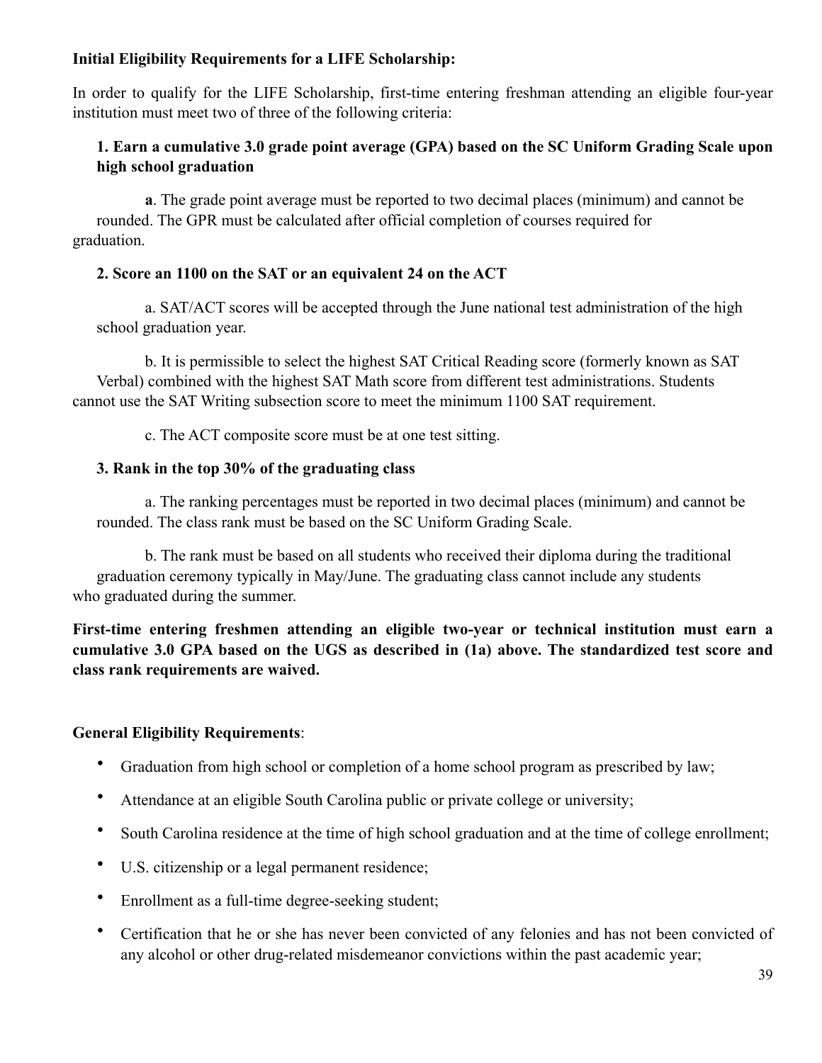**Initial Eligibility Requirements for a LIFE Scholarship:**

In order to qualify for the LIFE Scholarship, first-time entering freshman attending an eligible four-year institution must meet two of three of the following criteria:

**1. Earn a cumulative 3.0 grade point average (GPA) based on the SC Uniform Grading Scale upon high school graduation**

**a**. The grade point average must be reported to two decimal places (minimum) and cannot be rounded. The GPR must be calculated after official completion of courses required for graduation.

**2. Score an 1100 on the SAT or an equivalent 24 on the ACT**

a. SAT/ACT scores will be accepted through the June national test administration of the high school graduation year.

b. It is permissible to select the highest SAT Critical Reading score (formerly known as SAT Verbal) combined with the highest SAT Math score from different test administrations. Students cannot use the SAT Writing subsection score to meet the minimum 1100 SAT requirement.

c. The ACT composite score must be at one test sitting.

**3. Rank in the top 30% of the graduating class**

a. The ranking percentages must be reported in two decimal places (minimum) and cannot be rounded. The class rank must be based on the SC Uniform Grading Scale.

b. The rank must be based on all students who received their diploma during the traditional graduation ceremony typically in May/June. The graduating class cannot include any students who graduated during the summer.

**First-time entering freshmen attending an eligible two-year or technical institution must earn a cumulative 3.0 GPA based on the UGS as described in (1a) above. The standardized test score and class rank requirements are waived.**

**General Eligibility Requirements**:

- Graduation from high school or completion of a home school program as prescribed by law;
- Attendance at an eligible South Carolina public or private college or university;
- South Carolina residence at the time of high school graduation and at the time of college enrollment;
- U.S. citizenship or a legal permanent residence;
- Enrollment as a full-time degree-seeking student;
- Certification that he or she has never been convicted of any felonies and has not been convicted of any alcohol or other drug-related misdemeanor convictions within the past academic year;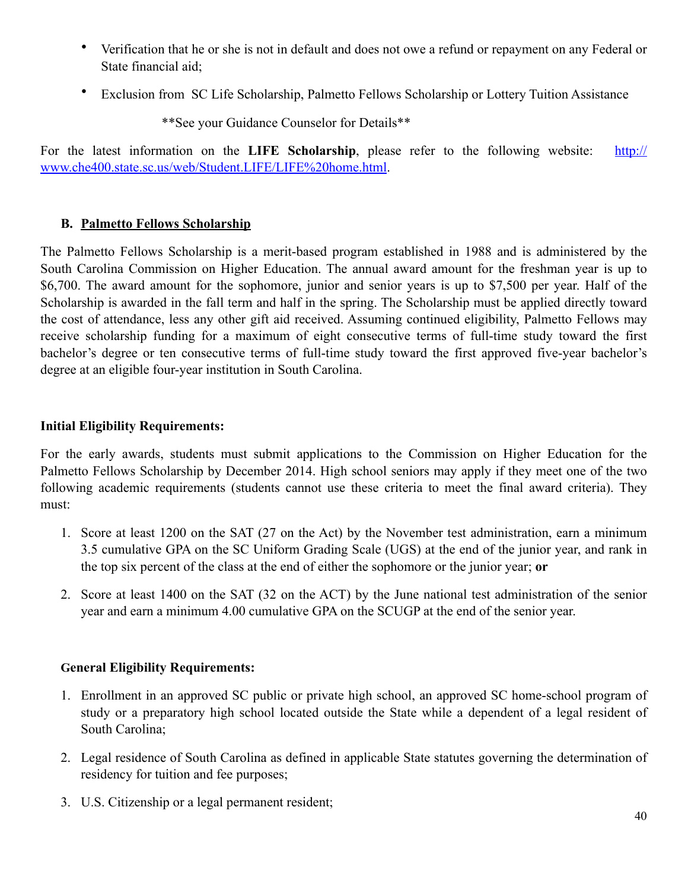- Verification that he or she is not in default and does not owe a refund or repayment on any Federal or State financial aid;
- Exclusion from SC Life Scholarship, Palmetto Fellows Scholarship or Lottery Tuition Assistance

**See your Guidance Counselor for Details**

For the latest information on the **LIFE Scholarship**, please refer to the following website: [http://www.che400.state.sc.us/web/Student.LIFE/LIFE%20home.html](http://www.che400.state.sc.us/web/Student.LIFE/LIFE%20home.html).

### B. Palmetto Fellows Scholarship

The Palmetto Fellows Scholarship is a merit-based program established in 1988 and is administered by the South Carolina Commission on Higher Education. The annual award amount for the freshman year is up to $6,700. The award amount for the sophomore, junior and senior years is up to $7,500 per year. Half of the Scholarship is awarded in the fall term and half in the spring. The Scholarship must be applied directly toward the cost of attendance, less any other gift aid received. Assuming continued eligibility, Palmetto Fellows may receive scholarship funding for a maximum of eight consecutive terms of full-time study toward the first bachelor's degree or ten consecutive terms of full-time study toward the first approved five-year bachelor's degree at an eligible four-year institution in South Carolina.

**Initial Eligibility Requirements:**

For the early awards, students must submit applications to the Commission on Higher Education for the Palmetto Fellows Scholarship by December 2014. High school seniors may apply if they meet one of the two following academic requirements (students cannot use these criteria to meet the final award criteria). They must:

1. Score at least 1200 on the SAT (27 on the Act) by the November test administration, earn a minimum 3.5 cumulative GPA on the SC Uniform Grading Scale (UGS) at the end of the junior year, and rank in the top six percent of the class at the end of either the sophomore or the junior year; **or**
2. Score at least 1400 on the SAT (32 on the ACT) by the June national test administration of the senior year and earn a minimum 4.00 cumulative GPA on the SCUGP at the end of the senior year.

**General Eligibility Requirements:**

1. Enrollment in an approved SC public or private high school, an approved SC home-school program of study or a preparatory high school located outside the State while a dependent of a legal resident of South Carolina;
2. Legal residence of South Carolina as defined in applicable State statutes governing the determination of residency for tuition and fee purposes;
3. U.S. Citizenship or a legal permanent resident;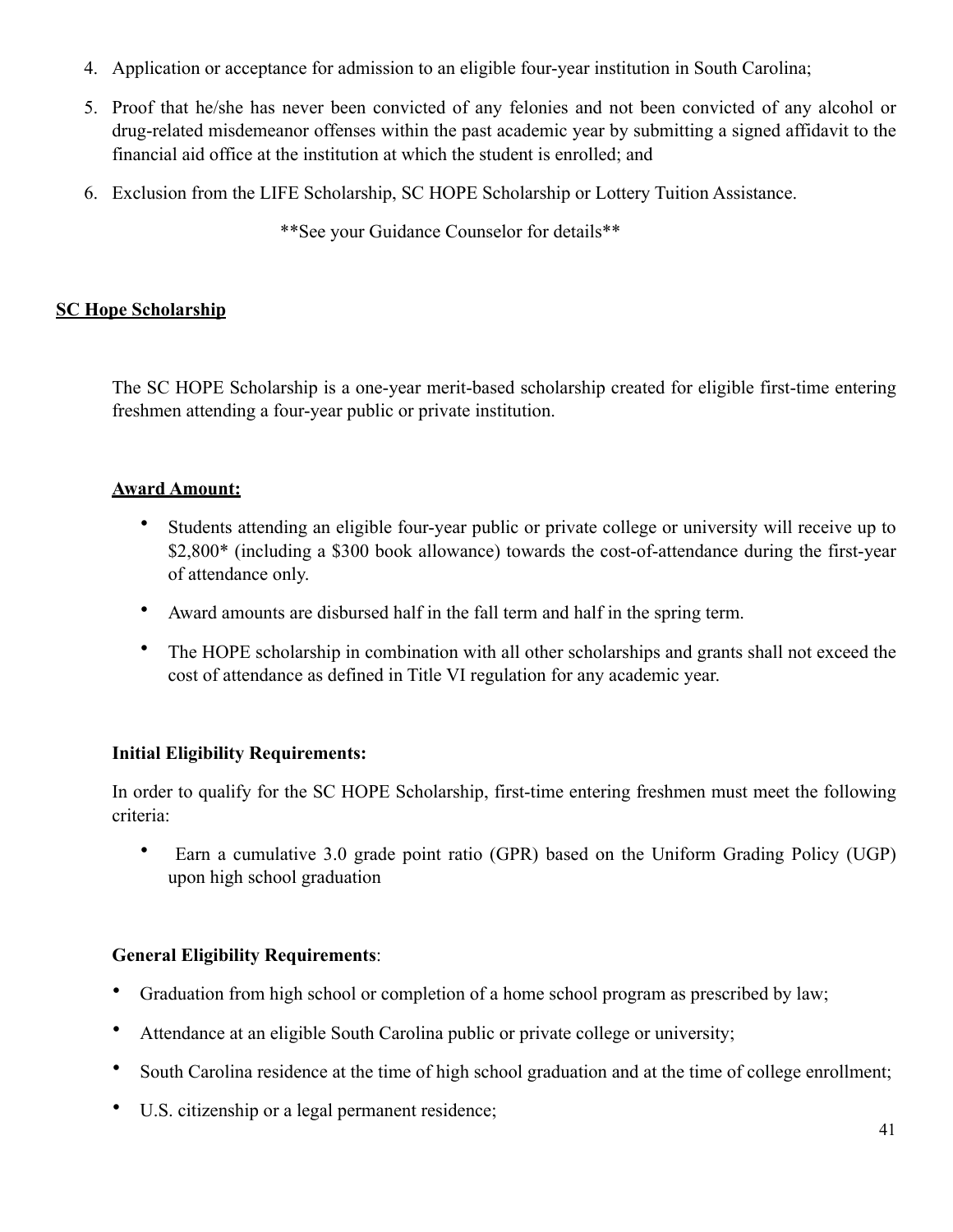4. Application or acceptance for admission to an eligible four-year institution in South Carolina;
5. Proof that he/she has never been convicted of any felonies and not been convicted of any alcohol or drug-related misdemeanor offenses within the past academic year by submitting a signed affidavit to the financial aid office at the institution at which the student is enrolled; and
6. Exclusion from the LIFE Scholarship, SC HOPE Scholarship or Lottery Tuition Assistance.

**See your Guidance Counselor for details**

## SC Hope Scholarship

The SC HOPE Scholarship is a one-year merit-based scholarship created for eligible first-time entering freshmen attending a four-year public or private institution.

### Award Amount:

- Students attending an eligible four-year public or private college or university will receive up to $2,800* (including a $300 book allowance) towards the cost-of-attendance during the first-year of attendance only.
- Award amounts are disbursed half in the fall term and half in the spring term.
- The HOPE scholarship in combination with all other scholarships and grants shall not exceed the cost of attendance as defined in Title VI regulation for any academic year.

### Initial Eligibility Requirements:

In order to qualify for the SC HOPE Scholarship, first-time entering freshmen must meet the following criteria:

- Earn a cumulative 3.0 grade point ratio (GPR) based on the Uniform Grading Policy (UGP) upon high school graduation

### General Eligibility Requirements:

- Graduation from high school or completion of a home school program as prescribed by law;
- Attendance at an eligible South Carolina public or private college or university;
- South Carolina residence at the time of high school graduation and at the time of college enrollment;
- U.S. citizenship or a legal permanent residence;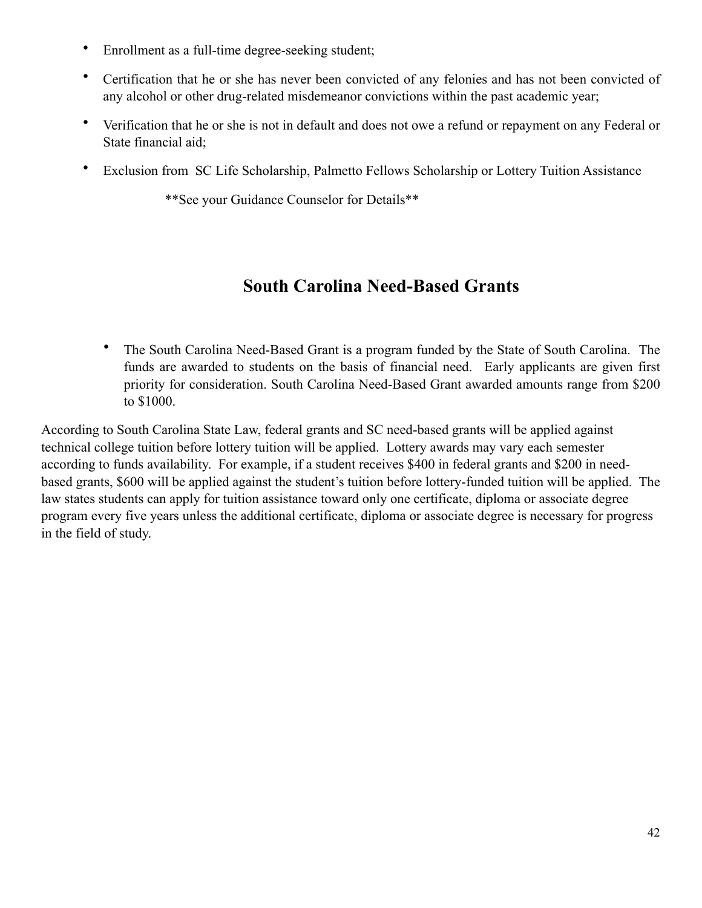- Enrollment as a full-time degree-seeking student;
- Certification that he or she has never been convicted of any felonies and has not been convicted of any alcohol or other drug-related misdemeanor convictions within the past academic year;
- Verification that he or she is not in default and does not owe a refund or repayment on any Federal or State financial aid;
- Exclusion from SC Life Scholarship, Palmetto Fellows Scholarship or Lottery Tuition Assistance

**See your Guidance Counselor for Details**

## South Carolina Need-Based Grants

- The South Carolina Need-Based Grant is a program funded by the State of South Carolina. The funds are awarded to students on the basis of financial need. Early applicants are given first priority for consideration. South Carolina Need-Based Grant awarded amounts range from $200 to $1000.

According to South Carolina State Law, federal grants and SC need-based grants will be applied against technical college tuition before lottery tuition will be applied. Lottery awards may vary each semester according to funds availability. For example, if a student receives $400 in federal grants and $200 in need-based grants, $600 will be applied against the student's tuition before lottery-funded tuition will be applied. The law states students can apply for tuition assistance toward only one certificate, diploma or associate degree program every five years unless the additional certificate, diploma or associate degree is necessary for progress in the field of study.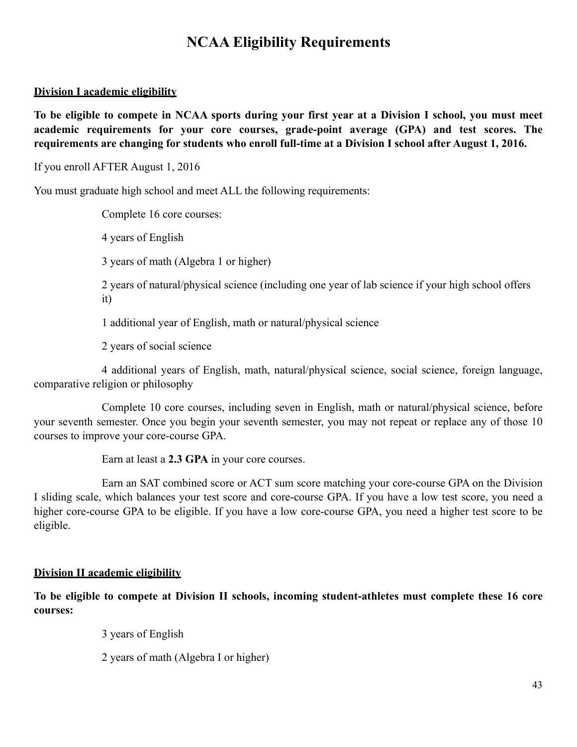# NCAA Eligibility Requirements

**Division I academic eligibility**

**To be eligible to compete in NCAA sports during your first year at a Division I school, you must meet academic requirements for your core courses, grade-point average (GPA) and test scores. The requirements are changing for students who enroll full-time at a Division I school after August 1, 2016.**

If you enroll AFTER August 1, 2016

You must graduate high school and meet ALL the following requirements:

Complete 16 core courses:

4 years of English

3 years of math (Algebra 1 or higher)

2 years of natural/physical science (including one year of lab science if your high school offers it)

1 additional year of English, math or natural/physical science

2 years of social science

4 additional years of English, math, natural/physical science, social science, foreign language, comparative religion or philosophy

Complete 10 core courses, including seven in English, math or natural/physical science, before your seventh semester. Once you begin your seventh semester, you may not repeat or replace any of those 10 courses to improve your core-course GPA.

Earn at least a **2.3 GPA** in your core courses.

Earn an SAT combined score or ACT sum score matching your core-course GPA on the Division I sliding scale, which balances your test score and core-course GPA. If you have a low test score, you need a higher core-course GPA to be eligible. If you have a low core-course GPA, you need a higher test score to be eligible.

**Division II academic eligibility**

**To be eligible to compete at Division II schools, incoming student-athletes must complete these 16 core courses:**

3 years of English

2 years of math (Algebra I or higher)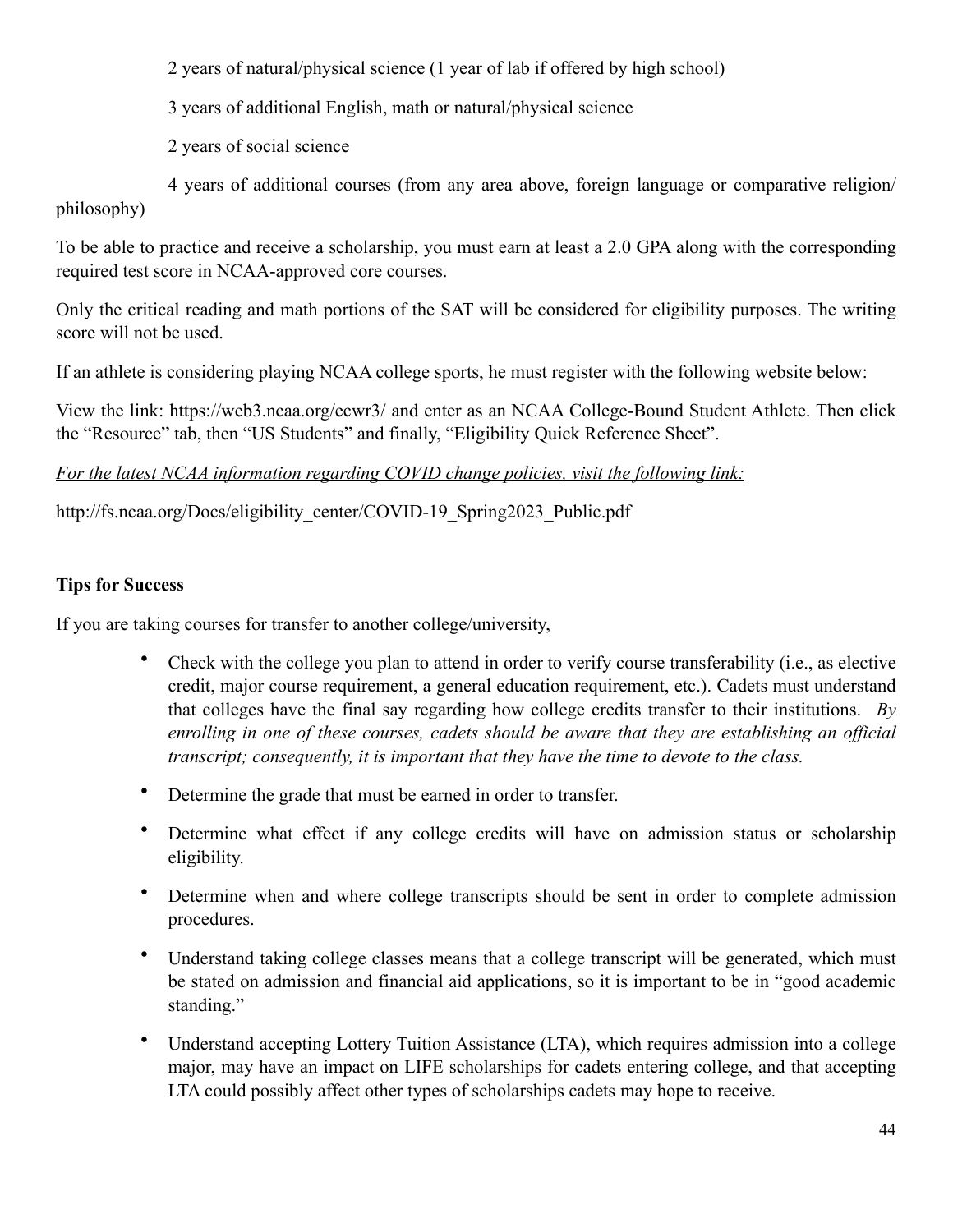2 years of natural/physical science (1 year of lab if offered by high school)

3 years of additional English, math or natural/physical science

2 years of social science

4 years of additional courses (from any area above, foreign language or comparative religion/ philosophy)

To be able to practice and receive a scholarship, you must earn at least a 2.0 GPA along with the corresponding required test score in NCAA-approved core courses.

Only the critical reading and math portions of the SAT will be considered for eligibility purposes. The writing score will not be used.

If an athlete is considering playing NCAA college sports, he must register with the following website below:

View the link: https://web3.ncaa.org/ecwr3/ and enter as an NCAA College-Bound Student Athlete. Then click the "Resource" tab, then "US Students" and finally, "Eligibility Quick Reference Sheet".

*For the latest NCAA information regarding COVID change policies, visit the following link:*

http://fs.ncaa.org/Docs/eligibility_center/COVID-19_Spring2023_Public.pdf

**Tips for Success**

If you are taking courses for transfer to another college/university,

- Check with the college you plan to attend in order to verify course transferability (i.e., as elective credit, major course requirement, a general education requirement, etc.). Cadets must understand that colleges have the final say regarding how college credits transfer to their institutions. *By enrolling in one of these courses, cadets should be aware that they are establishing an official transcript; consequently, it is important that they have the time to devote to the class.*
- Determine the grade that must be earned in order to transfer.
- Determine what effect if any college credits will have on admission status or scholarship eligibility.
- Determine when and where college transcripts should be sent in order to complete admission procedures.
- Understand taking college classes means that a college transcript will be generated, which must be stated on admission and financial aid applications, so it is important to be in "good academic standing."
- Understand accepting Lottery Tuition Assistance (LTA), which requires admission into a college major, may have an impact on LIFE scholarships for cadets entering college, and that accepting LTA could possibly affect other types of scholarships cadets may hope to receive.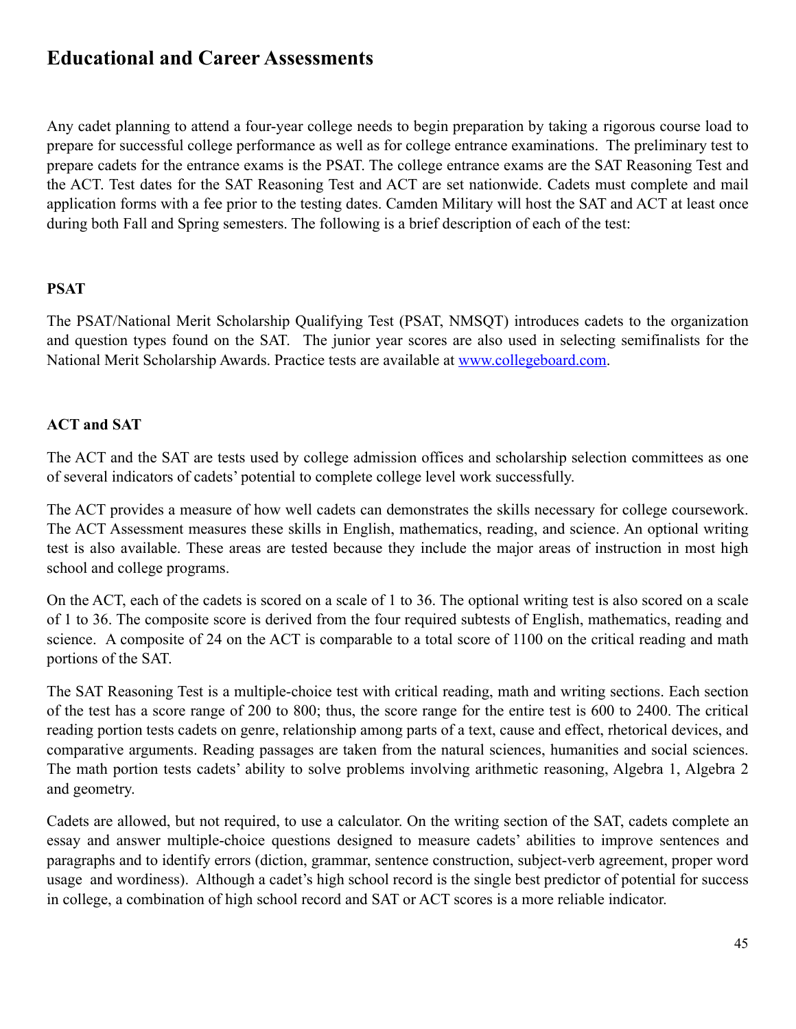# Educational and Career Assessments

Any cadet planning to attend a four-year college needs to begin preparation by taking a rigorous course load to prepare for successful college performance as well as for college entrance examinations. The preliminary test to prepare cadets for the entrance exams is the PSAT. The college entrance exams are the SAT Reasoning Test and the ACT. Test dates for the SAT Reasoning Test and ACT are set nationwide. Cadets must complete and mail application forms with a fee prior to the testing dates. Camden Military will host the SAT and ACT at least once during both Fall and Spring semesters. The following is a brief description of each of the test:

**PSAT**

The PSAT/National Merit Scholarship Qualifying Test (PSAT, NMSQT) introduces cadets to the organization and question types found on the SAT. The junior year scores are also used in selecting semifinalists for the National Merit Scholarship Awards. Practice tests are available at [www.collegeboard.com](www.collegeboard.com).

**ACT and SAT**

The ACT and the SAT are tests used by college admission offices and scholarship selection committees as one of several indicators of cadets' potential to complete college level work successfully.

The ACT provides a measure of how well cadets can demonstrates the skills necessary for college coursework. The ACT Assessment measures these skills in English, mathematics, reading, and science. An optional writing test is also available. These areas are tested because they include the major areas of instruction in most high school and college programs.

On the ACT, each of the cadets is scored on a scale of 1 to 36. The optional writing test is also scored on a scale of 1 to 36. The composite score is derived from the four required subtests of English, mathematics, reading and science. A composite of 24 on the ACT is comparable to a total score of 1100 on the critical reading and math portions of the SAT.

The SAT Reasoning Test is a multiple-choice test with critical reading, math and writing sections. Each section of the test has a score range of 200 to 800; thus, the score range for the entire test is 600 to 2400. The critical reading portion tests cadets on genre, relationship among parts of a text, cause and effect, rhetorical devices, and comparative arguments. Reading passages are taken from the natural sciences, humanities and social sciences. The math portion tests cadets' ability to solve problems involving arithmetic reasoning, Algebra 1, Algebra 2 and geometry.

Cadets are allowed, but not required, to use a calculator. On the writing section of the SAT, cadets complete an essay and answer multiple-choice questions designed to measure cadets' abilities to improve sentences and paragraphs and to identify errors (diction, grammar, sentence construction, subject-verb agreement, proper word usage and wordiness). Although a cadet's high school record is the single best predictor of potential for success in college, a combination of high school record and SAT or ACT scores is a more reliable indicator.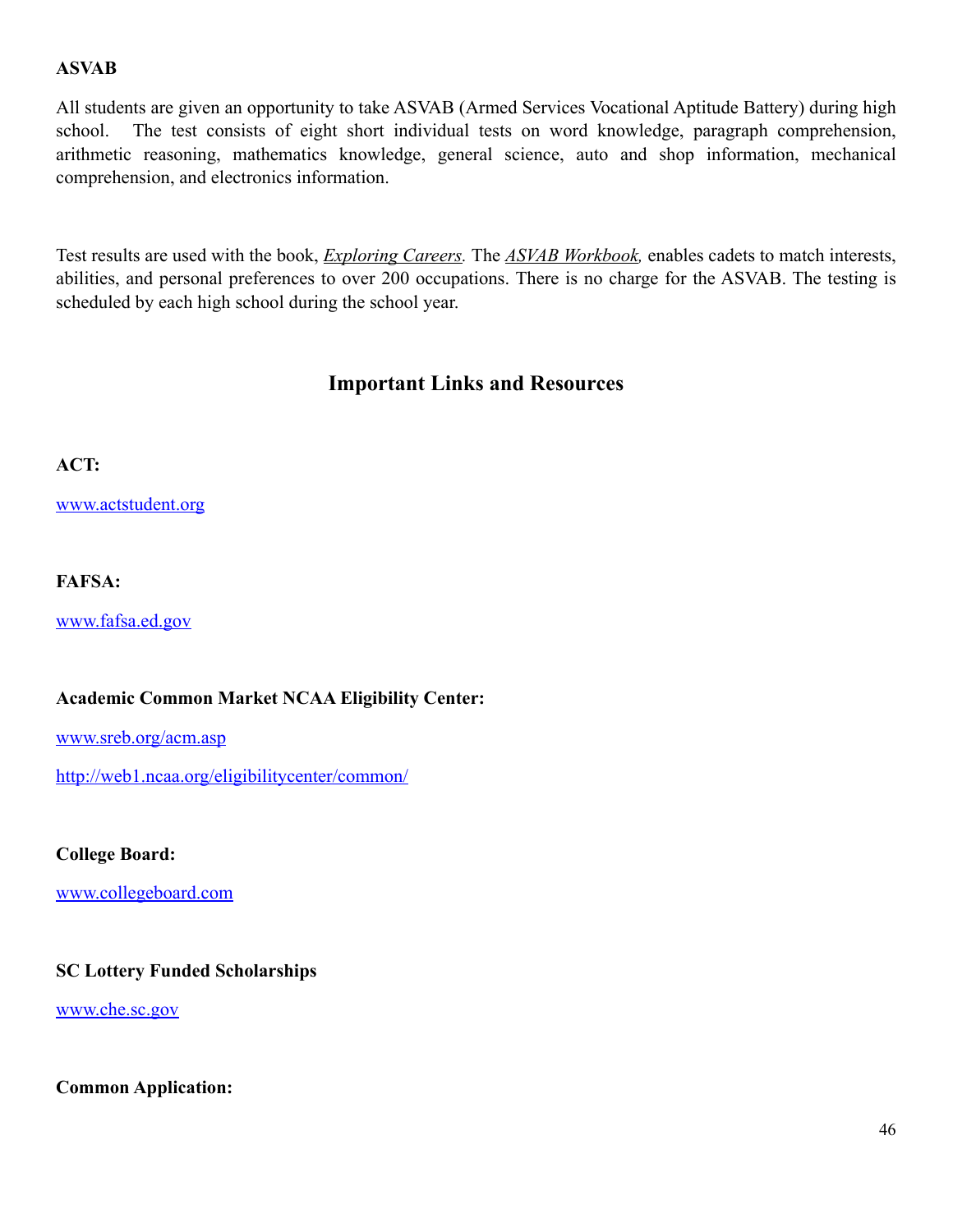**ASVAB**

All students are given an opportunity to take ASVAB (Armed Services Vocational Aptitude Battery) during high school. The test consists of eight short individual tests on word knowledge, paragraph comprehension, arithmetic reasoning, mathematics knowledge, general science, auto and shop information, mechanical comprehension, and electronics information.

Test results are used with the book, *Exploring Careers.* The *ASVAB Workbook,* enables cadets to match interests, abilities, and personal preferences to over 200 occupations. There is no charge for the ASVAB. The testing is scheduled by each high school during the school year.

## Important Links and Resources

**ACT:**

www.actstudent.org

**FAFSA:**

www.fafsa.ed.gov

**Academic Common Market NCAA Eligibility Center:**

www.sreb.org/acm.asp

http://web1.ncaa.org/eligibilitycenter/common/

**College Board:**

www.collegeboard.com

**SC Lottery Funded Scholarships**

www.che.sc.gov

**Common Application:**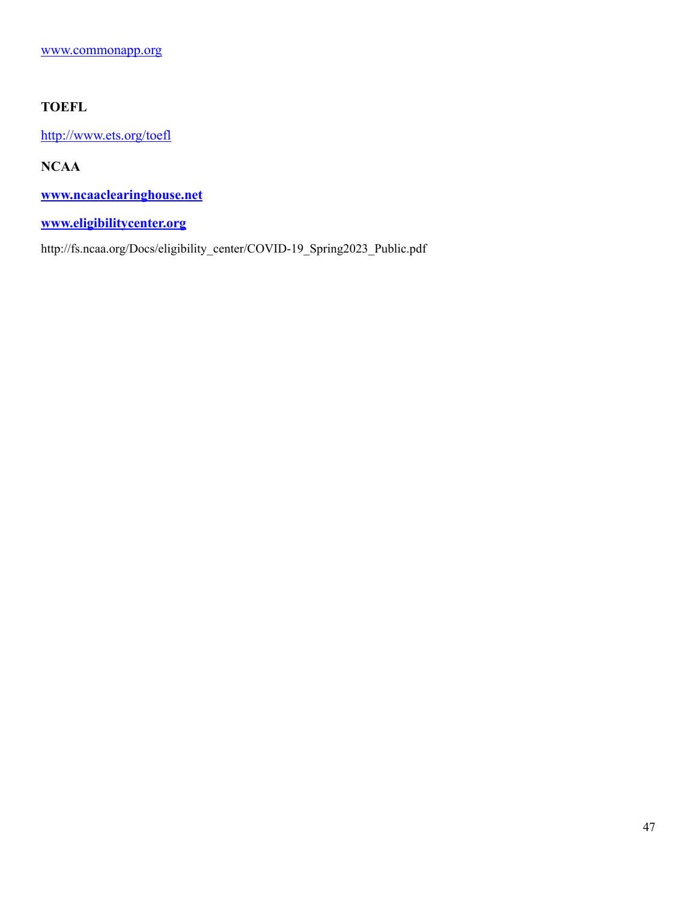www.commonapp.org

**TOEFL**

http://www.ets.org/toefl

**NCAA**

**www.ncaaclearinghouse.net**

**www.eligibilitycenter.org**

http://fs.ncaa.org/Docs/eligibility_center/COVID-19_Spring2023_Public.pdf